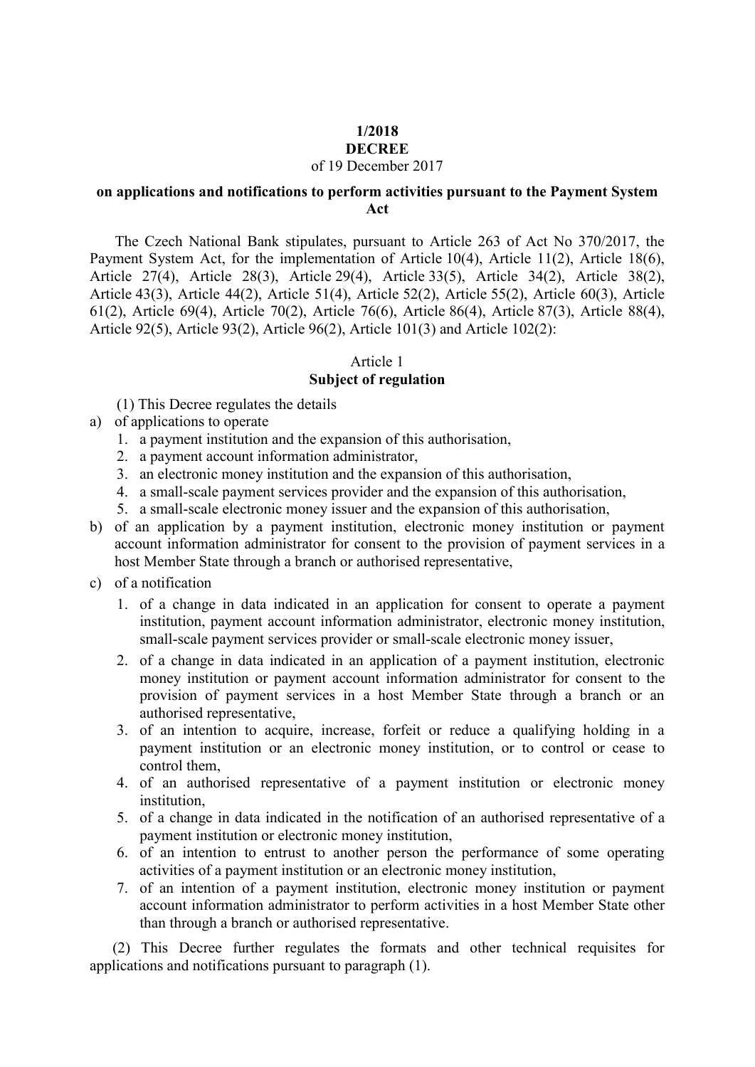# 1/2018
# DECREE

of 19 December 2017

## on applications and notifications to perform activities pursuant to the Payment System Act

The Czech National Bank stipulates, pursuant to Article 263 of Act No 370/2017, the Payment System Act, for the implementation of Article 10(4), Article 11(2), Article 18(6), Article 27(4), Article 28(3), Article 29(4), Article 33(5), Article 34(2), Article 38(2), Article 43(3), Article 44(2), Article 51(4), Article 52(2), Article 55(2), Article 60(3), Article 61(2), Article 69(4), Article 70(2), Article 76(6), Article 86(4), Article 87(3), Article 88(4), Article 92(5), Article 93(2), Article 96(2), Article 101(3) and Article 102(2):

Article 1

**Subject of regulation**

(1) This Decree regulates the details

a) of applications to operate
   1. a payment institution and the expansion of this authorisation,
   2. a payment account information administrator,
   3. an electronic money institution and the expansion of this authorisation,
   4. a small-scale payment services provider and the expansion of this authorisation,
   5. a small-scale electronic money issuer and the expansion of this authorisation,
b) of an application by a payment institution, electronic money institution or payment account information administrator for consent to the provision of payment services in a host Member State through a branch or authorised representative,
c) of a notification
   1. of a change in data indicated in an application for consent to operate a payment institution, payment account information administrator, electronic money institution, small-scale payment services provider or small-scale electronic money issuer,
   2. of a change in data indicated in an application of a payment institution, electronic money institution or payment account information administrator for consent to the provision of payment services in a host Member State through a branch or an authorised representative,
   3. of an intention to acquire, increase, forfeit or reduce a qualifying holding in a payment institution or an electronic money institution, or to control or cease to control them,
   4. of an authorised representative of a payment institution or electronic money institution,
   5. of a change in data indicated in the notification of an authorised representative of a payment institution or electronic money institution,
   6. of an intention to entrust to another person the performance of some operating activities of a payment institution or an electronic money institution,
   7. of an intention of a payment institution, electronic money institution or payment account information administrator to perform activities in a host Member State other than through a branch or authorised representative.

(2) This Decree further regulates the formats and other technical requisites for applications and notifications pursuant to paragraph (1).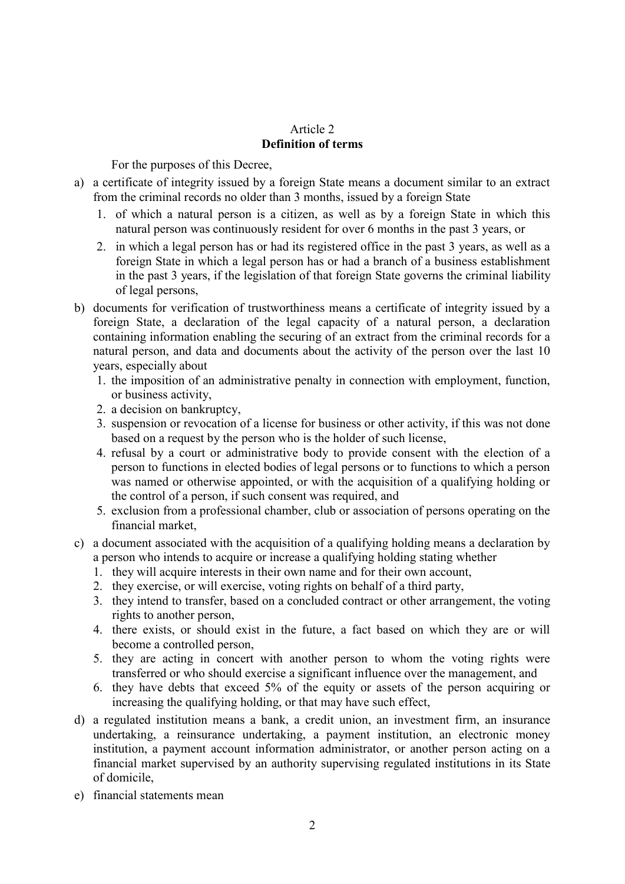## Article 2
**Definition of terms**

For the purposes of this Decree,

a) a certificate of integrity issued by a foreign State means a document similar to an extract from the criminal records no older than 3 months, issued by a foreign State
   1. of which a natural person is a citizen, as well as by a foreign State in which this natural person was continuously resident for over 6 months in the past 3 years, or
   2. in which a legal person has or had its registered office in the past 3 years, as well as a foreign State in which a legal person has or had a branch of a business establishment in the past 3 years, if the legislation of that foreign State governs the criminal liability of legal persons,

b) documents for verification of trustworthiness means a certificate of integrity issued by a foreign State, a declaration of the legal capacity of a natural person, a declaration containing information enabling the securing of an extract from the criminal records for a natural person, and data and documents about the activity of the person over the last 10 years, especially about
   1. the imposition of an administrative penalty in connection with employment, function, or business activity,
   2. a decision on bankruptcy,
   3. suspension or revocation of a license for business or other activity, if this was not done based on a request by the person who is the holder of such license,
   4. refusal by a court or administrative body to provide consent with the election of a person to functions in elected bodies of legal persons or to functions to which a person was named or otherwise appointed, or with the acquisition of a qualifying holding or the control of a person, if such consent was required, and
   5. exclusion from a professional chamber, club or association of persons operating on the financial market,

c) a document associated with the acquisition of a qualifying holding means a declaration by a person who intends to acquire or increase a qualifying holding stating whether
   1. they will acquire interests in their own name and for their own account,
   2. they exercise, or will exercise, voting rights on behalf of a third party,
   3. they intend to transfer, based on a concluded contract or other arrangement, the voting rights to another person,
   4. there exists, or should exist in the future, a fact based on which they are or will become a controlled person,
   5. they are acting in concert with another person to whom the voting rights were transferred or who should exercise a significant influence over the management, and
   6. they have debts that exceed 5% of the equity or assets of the person acquiring or increasing the qualifying holding, or that may have such effect,

d) a regulated institution means a bank, a credit union, an investment firm, an insurance undertaking, a reinsurance undertaking, a payment institution, an electronic money institution, a payment account information administrator, or another person acting on a financial market supervised by an authority supervising regulated institutions in its State of domicile,

e) financial statements mean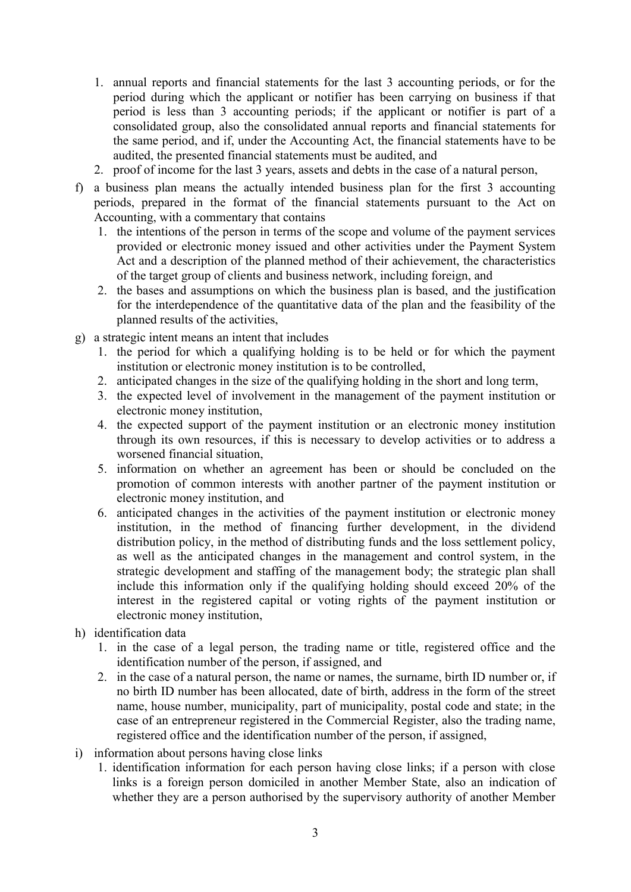1. annual reports and financial statements for the last 3 accounting periods, or for the period during which the applicant or notifier has been carrying on business if that period is less than 3 accounting periods; if the applicant or notifier is part of a consolidated group, also the consolidated annual reports and financial statements for the same period, and if, under the Accounting Act, the financial statements have to be audited, the presented financial statements must be audited, and
2. proof of income for the last 3 years, assets and debts in the case of a natural person,

f) a business plan means the actually intended business plan for the first 3 accounting periods, prepared in the format of the financial statements pursuant to the Act on Accounting, with a commentary that contains
   1. the intentions of the person in terms of the scope and volume of the payment services provided or electronic money issued and other activities under the Payment System Act and a description of the planned method of their achievement, the characteristics of the target group of clients and business network, including foreign, and
   2. the bases and assumptions on which the business plan is based, and the justification for the interdependence of the quantitative data of the plan and the feasibility of the planned results of the activities,

g) a strategic intent means an intent that includes
   1. the period for which a qualifying holding is to be held or for which the payment institution or electronic money institution is to be controlled,
   2. anticipated changes in the size of the qualifying holding in the short and long term,
   3. the expected level of involvement in the management of the payment institution or electronic money institution,
   4. the expected support of the payment institution or an electronic money institution through its own resources, if this is necessary to develop activities or to address a worsened financial situation,
   5. information on whether an agreement has been or should be concluded on the promotion of common interests with another partner of the payment institution or electronic money institution, and
   6. anticipated changes in the activities of the payment institution or electronic money institution, in the method of financing further development, in the dividend distribution policy, in the method of distributing funds and the loss settlement policy, as well as the anticipated changes in the management and control system, in the strategic development and staffing of the management body; the strategic plan shall include this information only if the qualifying holding should exceed 20% of the interest in the registered capital or voting rights of the payment institution or electronic money institution,

h) identification data
   1. in the case of a legal person, the trading name or title, registered office and the identification number of the person, if assigned, and
   2. in the case of a natural person, the name or names, the surname, birth ID number or, if no birth ID number has been allocated, date of birth, address in the form of the street name, house number, municipality, part of municipality, postal code and state; in the case of an entrepreneur registered in the Commercial Register, also the trading name, registered office and the identification number of the person, if assigned,

i) information about persons having close links
   1. identification information for each person having close links; if a person with close links is a foreign person domiciled in another Member State, also an indication of whether they are a person authorised by the supervisory authority of another Member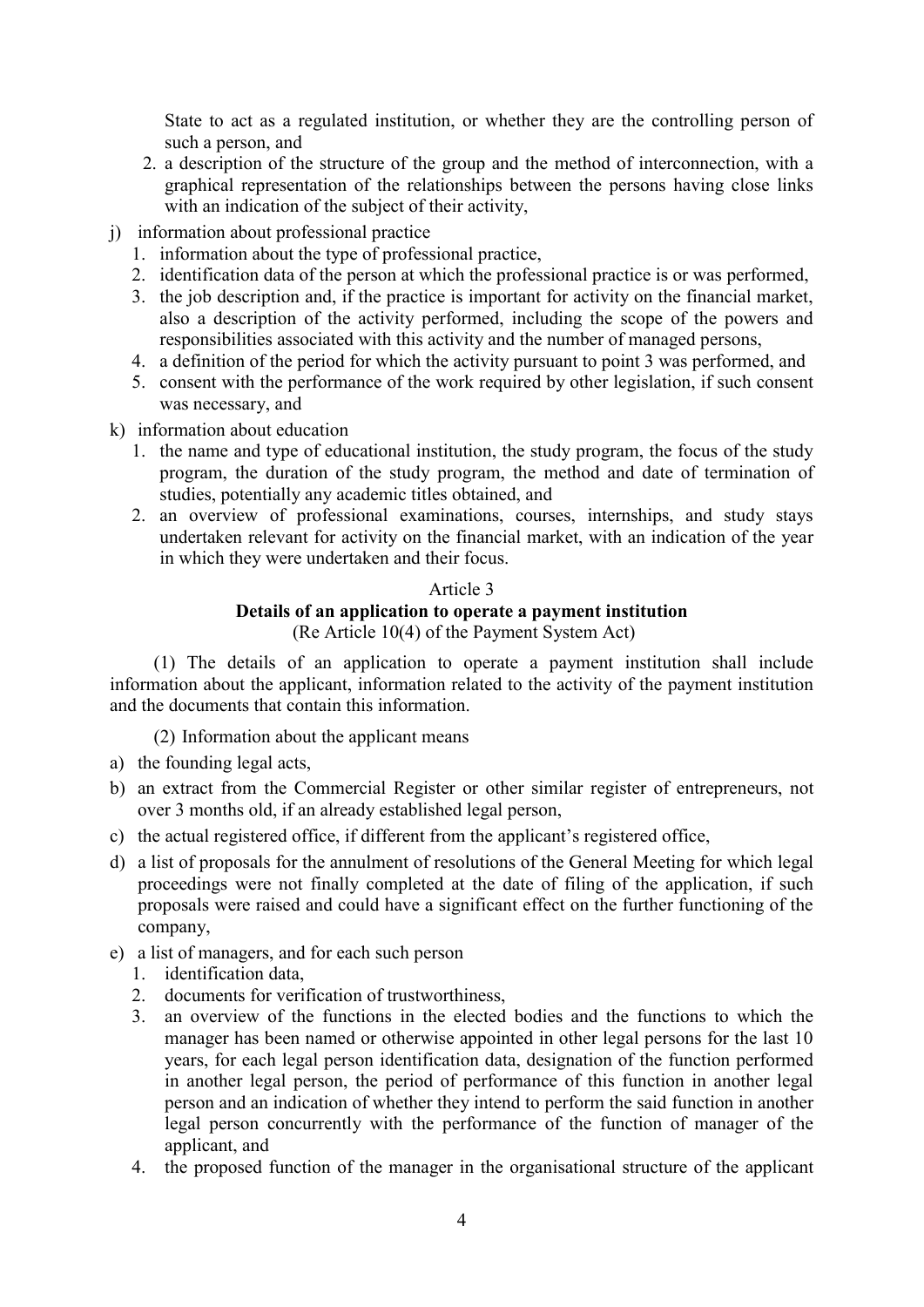State to act as a regulated institution, or whether they are the controlling person of such a person, and

2. a description of the structure of the group and the method of interconnection, with a graphical representation of the relationships between the persons having close links with an indication of the subject of their activity,

j) information about professional practice
   1. information about the type of professional practice,
   2. identification data of the person at which the professional practice is or was performed,
   3. the job description and, if the practice is important for activity on the financial market, also a description of the activity performed, including the scope of the powers and responsibilities associated with this activity and the number of managed persons,
   4. a definition of the period for which the activity pursuant to point 3 was performed, and
   5. consent with the performance of the work required by other legislation, if such consent was necessary, and

k) information about education
   1. the name and type of educational institution, the study program, the focus of the study program, the duration of the study program, the method and date of termination of studies, potentially any academic titles obtained, and
   2. an overview of professional examinations, courses, internships, and study stays undertaken relevant for activity on the financial market, with an indication of the year in which they were undertaken and their focus.

Article 3

**Details of an application to operate a payment institution**

(Re Article 10(4) of the Payment System Act)

(1) The details of an application to operate a payment institution shall include information about the applicant, information related to the activity of the payment institution and the documents that contain this information.

(2) Information about the applicant means

a) the founding legal acts,

b) an extract from the Commercial Register or other similar register of entrepreneurs, not over 3 months old, if an already established legal person,

c) the actual registered office, if different from the applicant's registered office,

d) a list of proposals for the annulment of resolutions of the General Meeting for which legal proceedings were not finally completed at the date of filing of the application, if such proposals were raised and could have a significant effect on the further functioning of the company,

e) a list of managers, and for each such person
   1. identification data,
   2. documents for verification of trustworthiness,
   3. an overview of the functions in the elected bodies and the functions to which the manager has been named or otherwise appointed in other legal persons for the last 10 years, for each legal person identification data, designation of the function performed in another legal person, the period of performance of this function in another legal person and an indication of whether they intend to perform the said function in another legal person concurrently with the performance of the function of manager of the applicant, and
   4. the proposed function of the manager in the organisational structure of the applicant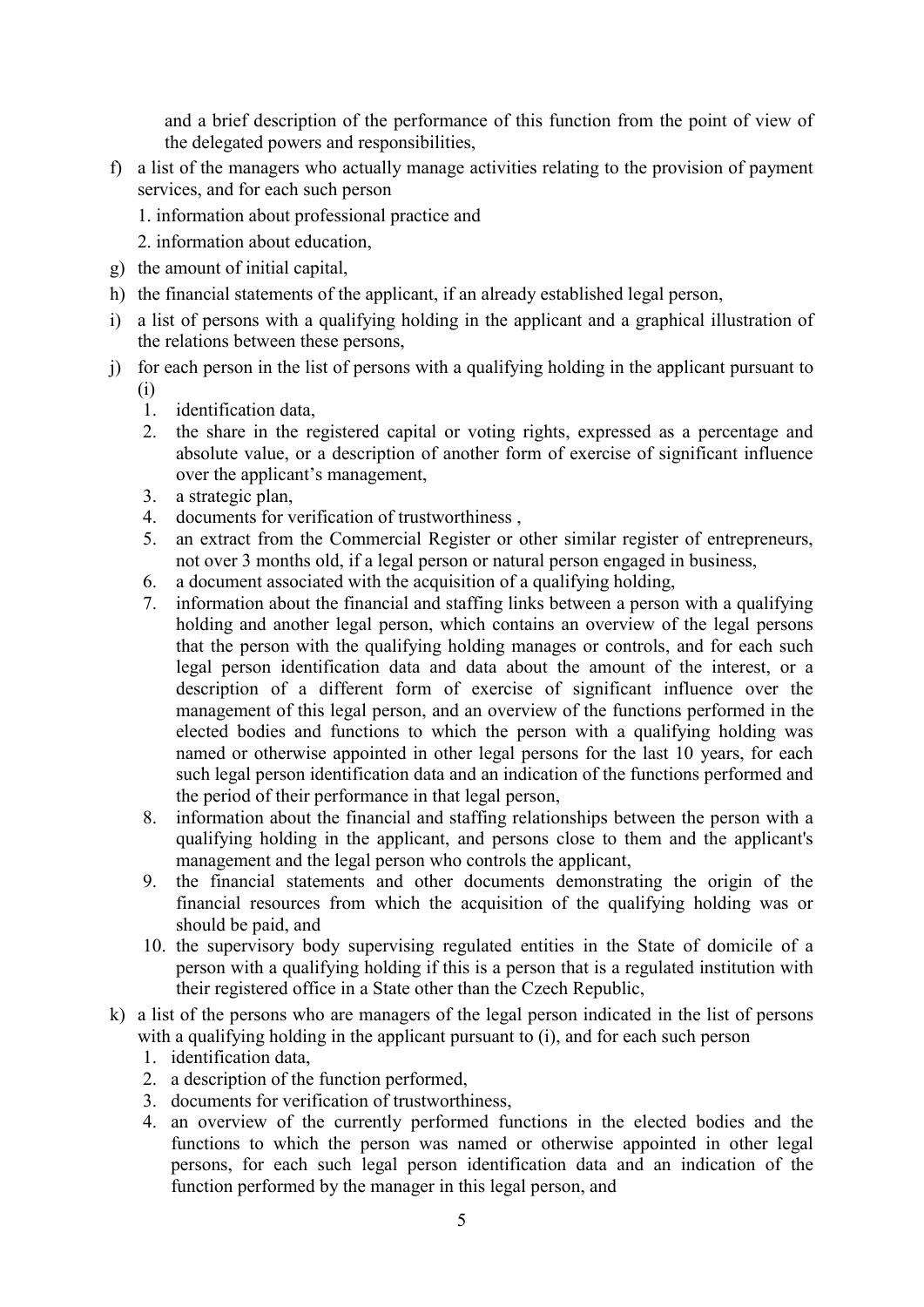and a brief description of the performance of this function from the point of view of the delegated powers and responsibilities,

f) a list of the managers who actually manage activities relating to the provision of payment services, and for each such person

   1. information about professional practice and

   2. information about education,

g) the amount of initial capital,

h) the financial statements of the applicant, if an already established legal person,

i) a list of persons with a qualifying holding in the applicant and a graphical illustration of the relations between these persons,

j) for each person in the list of persons with a qualifying holding in the applicant pursuant to (i)

   1. identification data,
   2. the share in the registered capital or voting rights, expressed as a percentage and absolute value, or a description of another form of exercise of significant influence over the applicant's management,
   3. a strategic plan,
   4. documents for verification of trustworthiness ,
   5. an extract from the Commercial Register or other similar register of entrepreneurs, not over 3 months old, if a legal person or natural person engaged in business,
   6. a document associated with the acquisition of a qualifying holding,
   7. information about the financial and staffing links between a person with a qualifying holding and another legal person, which contains an overview of the legal persons that the person with the qualifying holding manages or controls, and for each such legal person identification data and data about the amount of the interest, or a description of a different form of exercise of significant influence over the management of this legal person, and an overview of the functions performed in the elected bodies and functions to which the person with a qualifying holding was named or otherwise appointed in other legal persons for the last 10 years, for each such legal person identification data and an indication of the functions performed and the period of their performance in that legal person,
   8. information about the financial and staffing relationships between the person with a qualifying holding in the applicant, and persons close to them and the applicant's management and the legal person who controls the applicant,
   9. the financial statements and other documents demonstrating the origin of the financial resources from which the acquisition of the qualifying holding was or should be paid, and
   10. the supervisory body supervising regulated entities in the State of domicile of a person with a qualifying holding if this is a person that is a regulated institution with their registered office in a State other than the Czech Republic,

k) a list of the persons who are managers of the legal person indicated in the list of persons with a qualifying holding in the applicant pursuant to (i), and for each such person

   1. identification data,
   2. a description of the function performed,
   3. documents for verification of trustworthiness,
   4. an overview of the currently performed functions in the elected bodies and the functions to which the person was named or otherwise appointed in other legal persons, for each such legal person identification data and an indication of the function performed by the manager in this legal person, and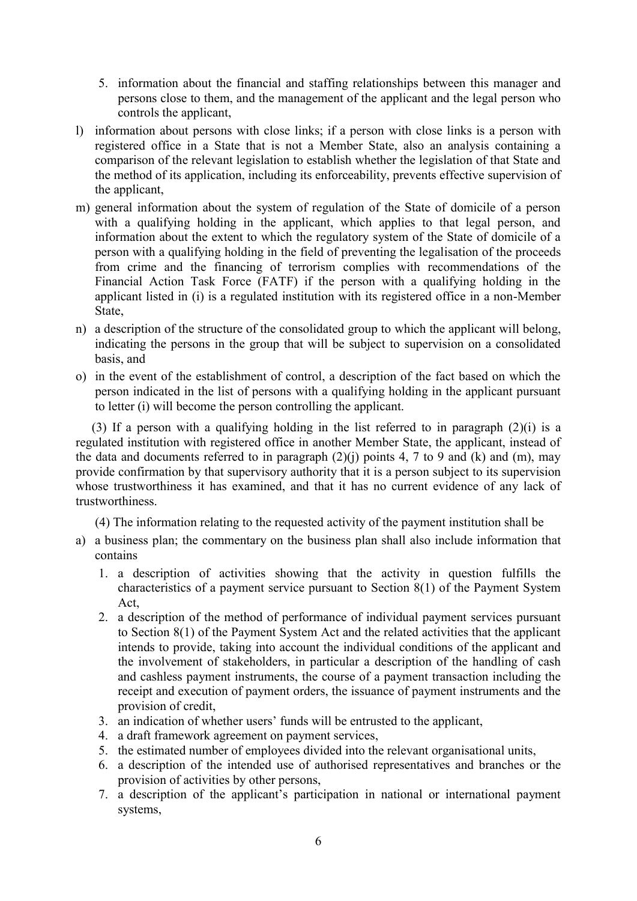5. information about the financial and staffing relationships between this manager and persons close to them, and the management of the applicant and the legal person who controls the applicant,

l) information about persons with close links; if a person with close links is a person with registered office in a State that is not a Member State, also an analysis containing a comparison of the relevant legislation to establish whether the legislation of that State and the method of its application, including its enforceability, prevents effective supervision of the applicant,

m) general information about the system of regulation of the State of domicile of a person with a qualifying holding in the applicant, which applies to that legal person, and information about the extent to which the regulatory system of the State of domicile of a person with a qualifying holding in the field of preventing the legalisation of the proceeds from crime and the financing of terrorism complies with recommendations of the Financial Action Task Force (FATF) if the person with a qualifying holding in the applicant listed in (i) is a regulated institution with its registered office in a non-Member State,

n) a description of the structure of the consolidated group to which the applicant will belong, indicating the persons in the group that will be subject to supervision on a consolidated basis, and

o) in the event of the establishment of control, a description of the fact based on which the person indicated in the list of persons with a qualifying holding in the applicant pursuant to letter (i) will become the person controlling the applicant.

(3) If a person with a qualifying holding in the list referred to in paragraph (2)(i) is a regulated institution with registered office in another Member State, the applicant, instead of the data and documents referred to in paragraph (2)(j) points 4, 7 to 9 and (k) and (m), may provide confirmation by that supervisory authority that it is a person subject to its supervision whose trustworthiness it has examined, and that it has no current evidence of any lack of trustworthiness.

(4) The information relating to the requested activity of the payment institution shall be

a) a business plan; the commentary on the business plan shall also include information that contains
   1. a description of activities showing that the activity in question fulfills the characteristics of a payment service pursuant to Section 8(1) of the Payment System Act,
   2. a description of the method of performance of individual payment services pursuant to Section 8(1) of the Payment System Act and the related activities that the applicant intends to provide, taking into account the individual conditions of the applicant and the involvement of stakeholders, in particular a description of the handling of cash and cashless payment instruments, the course of a payment transaction including the receipt and execution of payment orders, the issuance of payment instruments and the provision of credit,
   3. an indication of whether users' funds will be entrusted to the applicant,
   4. a draft framework agreement on payment services,
   5. the estimated number of employees divided into the relevant organisational units,
   6. a description of the intended use of authorised representatives and branches or the provision of activities by other persons,
   7. a description of the applicant's participation in national or international payment systems,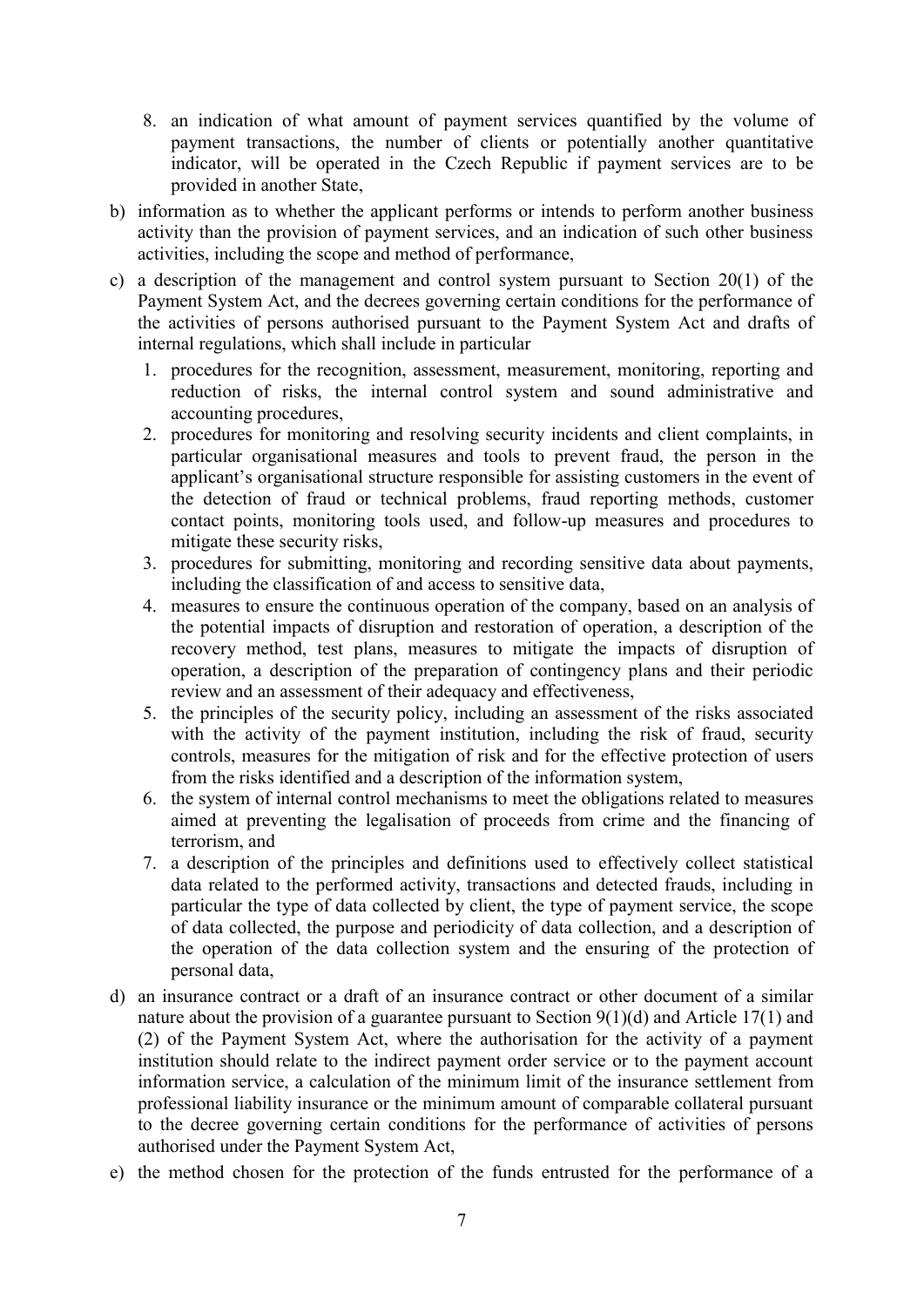8. an indication of what amount of payment services quantified by the volume of payment transactions, the number of clients or potentially another quantitative indicator, will be operated in the Czech Republic if payment services are to be provided in another State,

b) information as to whether the applicant performs or intends to perform another business activity than the provision of payment services, and an indication of such other business activities, including the scope and method of performance,

c) a description of the management and control system pursuant to Section 20(1) of the Payment System Act, and the decrees governing certain conditions for the performance of the activities of persons authorised pursuant to the Payment System Act and drafts of internal regulations, which shall include in particular

   1. procedures for the recognition, assessment, measurement, monitoring, reporting and reduction of risks, the internal control system and sound administrative and accounting procedures,
   2. procedures for monitoring and resolving security incidents and client complaints, in particular organisational measures and tools to prevent fraud, the person in the applicant's organisational structure responsible for assisting customers in the event of the detection of fraud or technical problems, fraud reporting methods, customer contact points, monitoring tools used, and follow-up measures and procedures to mitigate these security risks,
   3. procedures for submitting, monitoring and recording sensitive data about payments, including the classification of and access to sensitive data,
   4. measures to ensure the continuous operation of the company, based on an analysis of the potential impacts of disruption and restoration of operation, a description of the recovery method, test plans, measures to mitigate the impacts of disruption of operation, a description of the preparation of contingency plans and their periodic review and an assessment of their adequacy and effectiveness,
   5. the principles of the security policy, including an assessment of the risks associated with the activity of the payment institution, including the risk of fraud, security controls, measures for the mitigation of risk and for the effective protection of users from the risks identified and a description of the information system,
   6. the system of internal control mechanisms to meet the obligations related to measures aimed at preventing the legalisation of proceeds from crime and the financing of terrorism, and
   7. a description of the principles and definitions used to effectively collect statistical data related to the performed activity, transactions and detected frauds, including in particular the type of data collected by client, the type of payment service, the scope of data collected, the purpose and periodicity of data collection, and a description of the operation of the data collection system and the ensuring of the protection of personal data,

d) an insurance contract or a draft of an insurance contract or other document of a similar nature about the provision of a guarantee pursuant to Section 9(1)(d) and Article 17(1) and (2) of the Payment System Act, where the authorisation for the activity of a payment institution should relate to the indirect payment order service or to the payment account information service, a calculation of the minimum limit of the insurance settlement from professional liability insurance or the minimum amount of comparable collateral pursuant to the decree governing certain conditions for the performance of activities of persons authorised under the Payment System Act,

e) the method chosen for the protection of the funds entrusted for the performance of a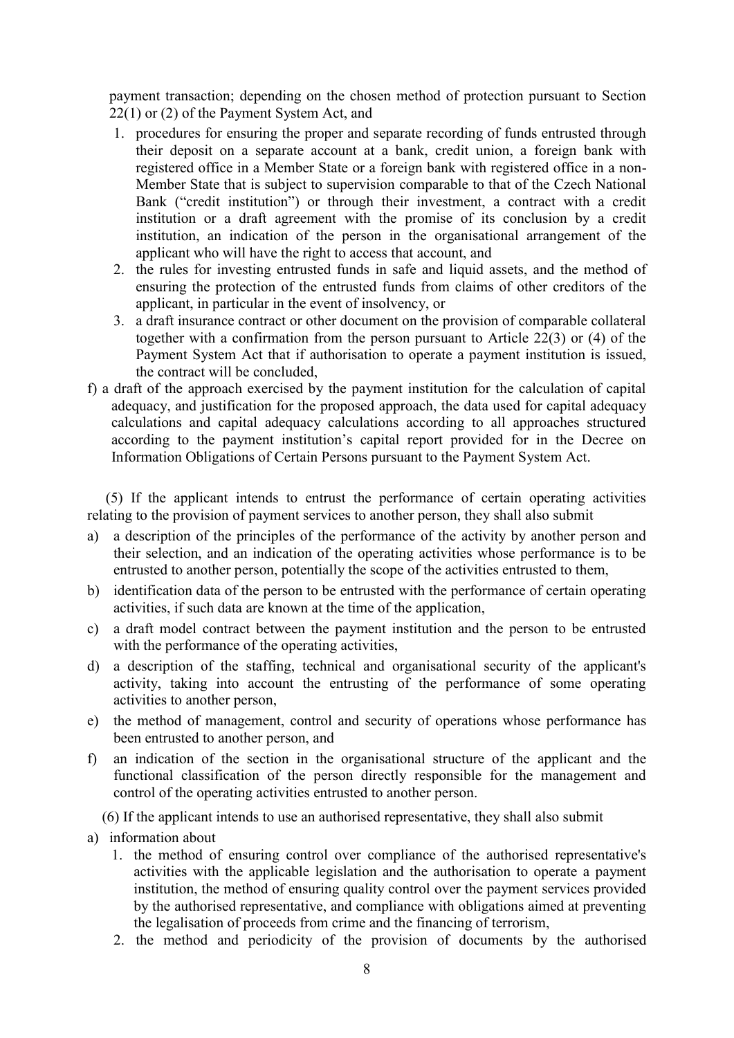payment transaction; depending on the chosen method of protection pursuant to Section 22(1) or (2) of the Payment System Act, and

1. procedures for ensuring the proper and separate recording of funds entrusted through their deposit on a separate account at a bank, credit union, a foreign bank with registered office in a Member State or a foreign bank with registered office in a non-Member State that is subject to supervision comparable to that of the Czech National Bank ("credit institution") or through their investment, a contract with a credit institution or a draft agreement with the promise of its conclusion by a credit institution, an indication of the person in the organisational arrangement of the applicant who will have the right to access that account, and
2. the rules for investing entrusted funds in safe and liquid assets, and the method of ensuring the protection of the entrusted funds from claims of other creditors of the applicant, in particular in the event of insolvency, or
3. a draft insurance contract or other document on the provision of comparable collateral together with a confirmation from the person pursuant to Article 22(3) or (4) of the Payment System Act that if authorisation to operate a payment institution is issued, the contract will be concluded,

f) a draft of the approach exercised by the payment institution for the calculation of capital adequacy, and justification for the proposed approach, the data used for capital adequacy calculations and capital adequacy calculations according to all approaches structured according to the payment institution's capital report provided for in the Decree on Information Obligations of Certain Persons pursuant to the Payment System Act.

(5) If the applicant intends to entrust the performance of certain operating activities relating to the provision of payment services to another person, they shall also submit

a) a description of the principles of the performance of the activity by another person and their selection, and an indication of the operating activities whose performance is to be entrusted to another person, potentially the scope of the activities entrusted to them,
b) identification data of the person to be entrusted with the performance of certain operating activities, if such data are known at the time of the application,
c) a draft model contract between the payment institution and the person to be entrusted with the performance of the operating activities,
d) a description of the staffing, technical and organisational security of the applicant's activity, taking into account the entrusting of the performance of some operating activities to another person,
e) the method of management, control and security of operations whose performance has been entrusted to another person, and
f) an indication of the section in the organisational structure of the applicant and the functional classification of the person directly responsible for the management and control of the operating activities entrusted to another person.

(6) If the applicant intends to use an authorised representative, they shall also submit

a) information about
   1. the method of ensuring control over compliance of the authorised representative's activities with the applicable legislation and the authorisation to operate a payment institution, the method of ensuring quality control over the payment services provided by the authorised representative, and compliance with obligations aimed at preventing the legalisation of proceeds from crime and the financing of terrorism,
   2. the method and periodicity of the provision of documents by the authorised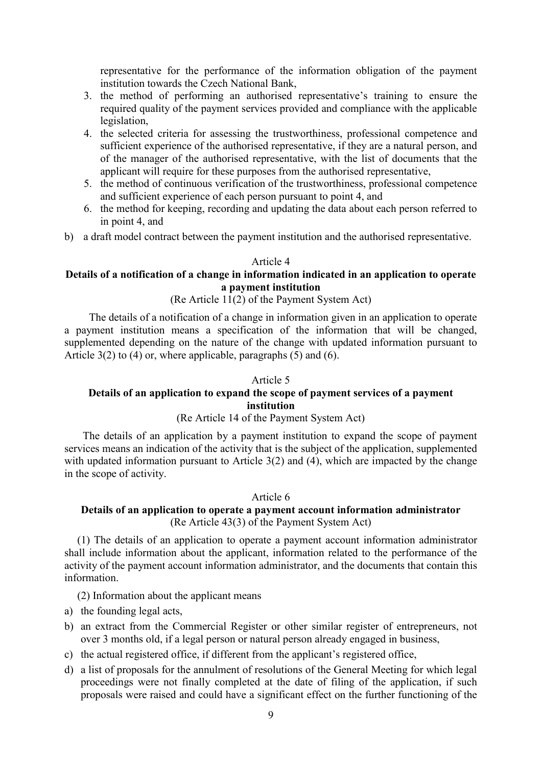representative for the performance of the information obligation of the payment institution towards the Czech National Bank,

3. the method of performing an authorised representative's training to ensure the required quality of the payment services provided and compliance with the applicable legislation,
4. the selected criteria for assessing the trustworthiness, professional competence and sufficient experience of the authorised representative, if they are a natural person, and of the manager of the authorised representative, with the list of documents that the applicant will require for these purposes from the authorised representative,
5. the method of continuous verification of the trustworthiness, professional competence and sufficient experience of each person pursuant to point 4, and
6. the method for keeping, recording and updating the data about each person referred to in point 4, and

b) a draft model contract between the payment institution and the authorised representative.

Article 4

**Details of a notification of a change in information indicated in an application to operate a payment institution**

(Re Article 11(2) of the Payment System Act)

The details of a notification of a change in information given in an application to operate a payment institution means a specification of the information that will be changed, supplemented depending on the nature of the change with updated information pursuant to Article 3(2) to (4) or, where applicable, paragraphs (5) and (6).

Article 5

**Details of an application to expand the scope of payment services of a payment institution**

(Re Article 14 of the Payment System Act)

The details of an application by a payment institution to expand the scope of payment services means an indication of the activity that is the subject of the application, supplemented with updated information pursuant to Article 3(2) and (4), which are impacted by the change in the scope of activity.

Article 6

**Details of an application to operate a payment account information administrator**

(Re Article 43(3) of the Payment System Act)

(1) The details of an application to operate a payment account information administrator shall include information about the applicant, information related to the performance of the activity of the payment account information administrator, and the documents that contain this information.

(2) Information about the applicant means

a) the founding legal acts,
b) an extract from the Commercial Register or other similar register of entrepreneurs, not over 3 months old, if a legal person or natural person already engaged in business,
c) the actual registered office, if different from the applicant's registered office,
d) a list of proposals for the annulment of resolutions of the General Meeting for which legal proceedings were not finally completed at the date of filing of the application, if such proposals were raised and could have a significant effect on the further functioning of the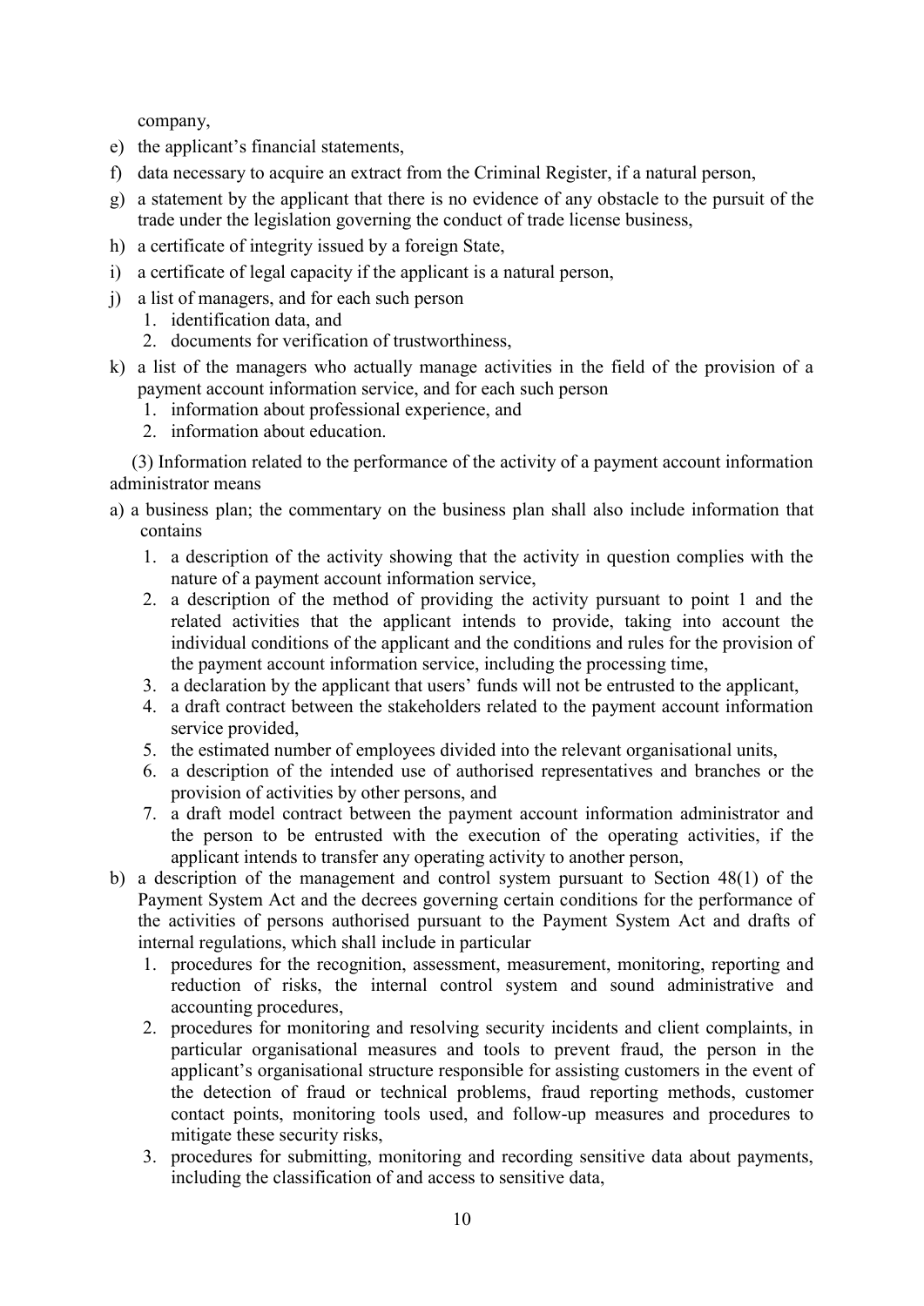company,

e) the applicant's financial statements,
f) data necessary to acquire an extract from the Criminal Register, if a natural person,
g) a statement by the applicant that there is no evidence of any obstacle to the pursuit of the trade under the legislation governing the conduct of trade license business,
h) a certificate of integrity issued by a foreign State,
i) a certificate of legal capacity if the applicant is a natural person,
j) a list of managers, and for each such person
   1. identification data, and
   2. documents for verification of trustworthiness,
k) a list of the managers who actually manage activities in the field of the provision of a payment account information service, and for each such person
   1. information about professional experience, and
   2. information about education.

(3) Information related to the performance of the activity of a payment account information administrator means

a) a business plan; the commentary on the business plan shall also include information that contains
   1. a description of the activity showing that the activity in question complies with the nature of a payment account information service,
   2. a description of the method of providing the activity pursuant to point 1 and the related activities that the applicant intends to provide, taking into account the individual conditions of the applicant and the conditions and rules for the provision of the payment account information service, including the processing time,
   3. a declaration by the applicant that users' funds will not be entrusted to the applicant,
   4. a draft contract between the stakeholders related to the payment account information service provided,
   5. the estimated number of employees divided into the relevant organisational units,
   6. a description of the intended use of authorised representatives and branches or the provision of activities by other persons, and
   7. a draft model contract between the payment account information administrator and the person to be entrusted with the execution of the operating activities, if the applicant intends to transfer any operating activity to another person,
b) a description of the management and control system pursuant to Section 48(1) of the Payment System Act and the decrees governing certain conditions for the performance of the activities of persons authorised pursuant to the Payment System Act and drafts of internal regulations, which shall include in particular
   1. procedures for the recognition, assessment, measurement, monitoring, reporting and reduction of risks, the internal control system and sound administrative and accounting procedures,
   2. procedures for monitoring and resolving security incidents and client complaints, in particular organisational measures and tools to prevent fraud, the person in the applicant's organisational structure responsible for assisting customers in the event of the detection of fraud or technical problems, fraud reporting methods, customer contact points, monitoring tools used, and follow-up measures and procedures to mitigate these security risks,
   3. procedures for submitting, monitoring and recording sensitive data about payments, including the classification of and access to sensitive data,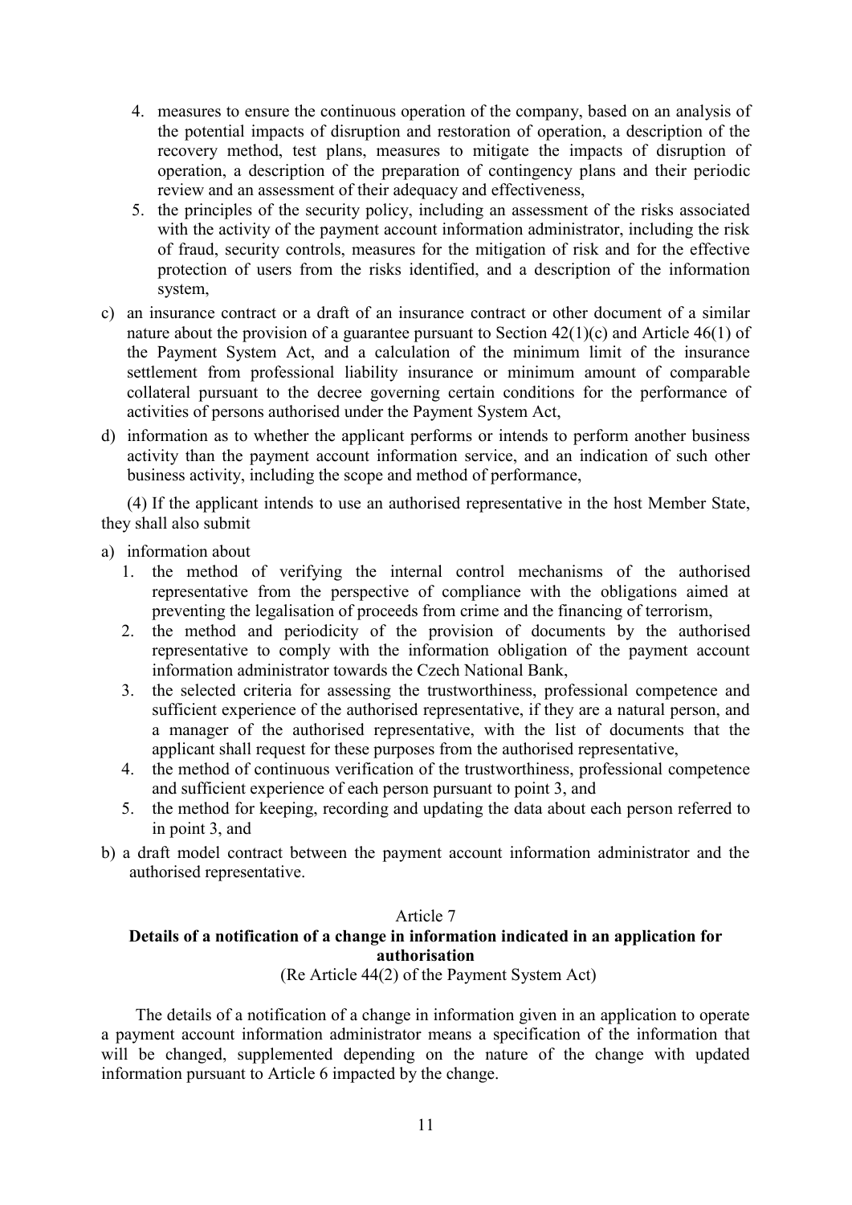4. measures to ensure the continuous operation of the company, based on an analysis of the potential impacts of disruption and restoration of operation, a description of the recovery method, test plans, measures to mitigate the impacts of disruption of operation, a description of the preparation of contingency plans and their periodic review and an assessment of their adequacy and effectiveness,
5. the principles of the security policy, including an assessment of the risks associated with the activity of the payment account information administrator, including the risk of fraud, security controls, measures for the mitigation of risk and for the effective protection of users from the risks identified, and a description of the information system,

c) an insurance contract or a draft of an insurance contract or other document of a similar nature about the provision of a guarantee pursuant to Section 42(1)(c) and Article 46(1) of the Payment System Act, and a calculation of the minimum limit of the insurance settlement from professional liability insurance or minimum amount of comparable collateral pursuant to the decree governing certain conditions for the performance of activities of persons authorised under the Payment System Act,

d) information as to whether the applicant performs or intends to perform another business activity than the payment account information service, and an indication of such other business activity, including the scope and method of performance,

(4) If the applicant intends to use an authorised representative in the host Member State, they shall also submit

a) information about
   1. the method of verifying the internal control mechanisms of the authorised representative from the perspective of compliance with the obligations aimed at preventing the legalisation of proceeds from crime and the financing of terrorism,
   2. the method and periodicity of the provision of documents by the authorised representative to comply with the information obligation of the payment account information administrator towards the Czech National Bank,
   3. the selected criteria for assessing the trustworthiness, professional competence and sufficient experience of the authorised representative, if they are a natural person, and a manager of the authorised representative, with the list of documents that the applicant shall request for these purposes from the authorised representative,
   4. the method of continuous verification of the trustworthiness, professional competence and sufficient experience of each person pursuant to point 3, and
   5. the method for keeping, recording and updating the data about each person referred to in point 3, and

b) a draft model contract between the payment account information administrator and the authorised representative.

Article 7

**Details of a notification of a change in information indicated in an application for authorisation**

(Re Article 44(2) of the Payment System Act)

The details of a notification of a change in information given in an application to operate a payment account information administrator means a specification of the information that will be changed, supplemented depending on the nature of the change with updated information pursuant to Article 6 impacted by the change.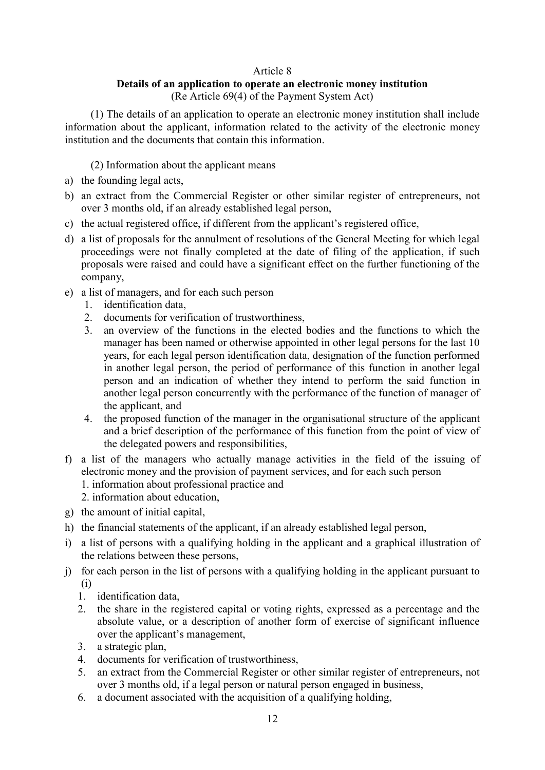Article 8

**Details of an application to operate an electronic money institution**

(Re Article 69(4) of the Payment System Act)

(1) The details of an application to operate an electronic money institution shall include information about the applicant, information related to the activity of the electronic money institution and the documents that contain this information.

(2) Information about the applicant means

a) the founding legal acts,
b) an extract from the Commercial Register or other similar register of entrepreneurs, not over 3 months old, if an already established legal person,
c) the actual registered office, if different from the applicant's registered office,
d) a list of proposals for the annulment of resolutions of the General Meeting for which legal proceedings were not finally completed at the date of filing of the application, if such proposals were raised and could have a significant effect on the further functioning of the company,
e) a list of managers, and for each such person
   1. identification data,
   2. documents for verification of trustworthiness,
   3. an overview of the functions in the elected bodies and the functions to which the manager has been named or otherwise appointed in other legal persons for the last 10 years, for each legal person identification data, designation of the function performed in another legal person, the period of performance of this function in another legal person and an indication of whether they intend to perform the said function in another legal person concurrently with the performance of the function of manager of the applicant, and
   4. the proposed function of the manager in the organisational structure of the applicant and a brief description of the performance of this function from the point of view of the delegated powers and responsibilities,
f) a list of the managers who actually manage activities in the field of the issuing of electronic money and the provision of payment services, and for each such person
   1. information about professional practice and
   2. information about education,
g) the amount of initial capital,
h) the financial statements of the applicant, if an already established legal person,
i) a list of persons with a qualifying holding in the applicant and a graphical illustration of the relations between these persons,
j) for each person in the list of persons with a qualifying holding in the applicant pursuant to (i)
   1. identification data,
   2. the share in the registered capital or voting rights, expressed as a percentage and the absolute value, or a description of another form of exercise of significant influence over the applicant's management,
   3. a strategic plan,
   4. documents for verification of trustworthiness,
   5. an extract from the Commercial Register or other similar register of entrepreneurs, not over 3 months old, if a legal person or natural person engaged in business,
   6. a document associated with the acquisition of a qualifying holding,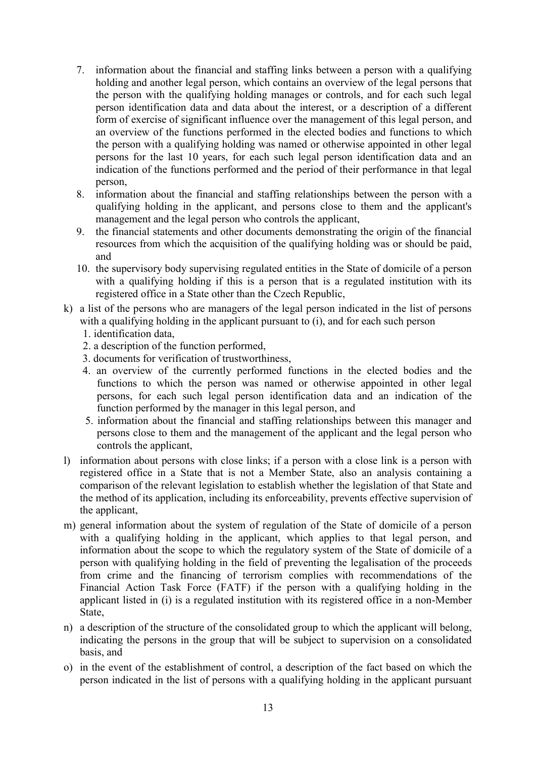7. information about the financial and staffing links between a person with a qualifying holding and another legal person, which contains an overview of the legal persons that the person with the qualifying holding manages or controls, and for each such legal person identification data and data about the interest, or a description of a different form of exercise of significant influence over the management of this legal person, and an overview of the functions performed in the elected bodies and functions to which the person with a qualifying holding was named or otherwise appointed in other legal persons for the last 10 years, for each such legal person identification data and an indication of the functions performed and the period of their performance in that legal person,
8. information about the financial and staffing relationships between the person with a qualifying holding in the applicant, and persons close to them and the applicant's management and the legal person who controls the applicant,
9. the financial statements and other documents demonstrating the origin of the financial resources from which the acquisition of the qualifying holding was or should be paid, and
10. the supervisory body supervising regulated entities in the State of domicile of a person with a qualifying holding if this is a person that is a regulated institution with its registered office in a State other than the Czech Republic,

k) a list of the persons who are managers of the legal person indicated in the list of persons with a qualifying holding in the applicant pursuant to (i), and for each such person
   1. identification data,
   2. a description of the function performed,
   3. documents for verification of trustworthiness,
   4. an overview of the currently performed functions in the elected bodies and the functions to which the person was named or otherwise appointed in other legal persons, for each such legal person identification data and an indication of the function performed by the manager in this legal person, and
   5. information about the financial and staffing relationships between this manager and persons close to them and the management of the applicant and the legal person who controls the applicant,

l) information about persons with close links; if a person with a close link is a person with registered office in a State that is not a Member State, also an analysis containing a comparison of the relevant legislation to establish whether the legislation of that State and the method of its application, including its enforceability, prevents effective supervision of the applicant,

m) general information about the system of regulation of the State of domicile of a person with a qualifying holding in the applicant, which applies to that legal person, and information about the scope to which the regulatory system of the State of domicile of a person with qualifying holding in the field of preventing the legalisation of the proceeds from crime and the financing of terrorism complies with recommendations of the Financial Action Task Force (FATF) if the person with a qualifying holding in the applicant listed in (i) is a regulated institution with its registered office in a non-Member State,

n) a description of the structure of the consolidated group to which the applicant will belong, indicating the persons in the group that will be subject to supervision on a consolidated basis, and

o) in the event of the establishment of control, a description of the fact based on which the person indicated in the list of persons with a qualifying holding in the applicant pursuant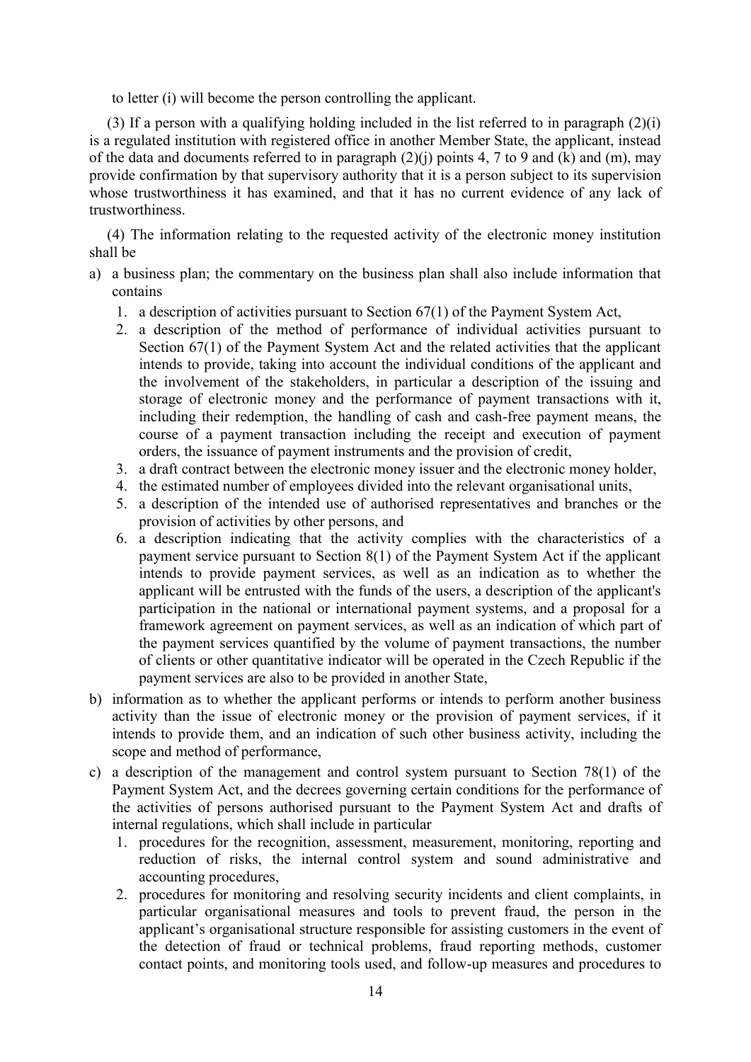to letter (i) will become the person controlling the applicant.

(3) If a person with a qualifying holding included in the list referred to in paragraph (2)(i) is a regulated institution with registered office in another Member State, the applicant, instead of the data and documents referred to in paragraph (2)(j) points 4, 7 to 9 and (k) and (m), may provide confirmation by that supervisory authority that it is a person subject to its supervision whose trustworthiness it has examined, and that it has no current evidence of any lack of trustworthiness.

(4) The information relating to the requested activity of the electronic money institution shall be

a) a business plan; the commentary on the business plan shall also include information that contains
   1. a description of activities pursuant to Section 67(1) of the Payment System Act,
   2. a description of the method of performance of individual activities pursuant to Section 67(1) of the Payment System Act and the related activities that the applicant intends to provide, taking into account the individual conditions of the applicant and the involvement of the stakeholders, in particular a description of the issuing and storage of electronic money and the performance of payment transactions with it, including their redemption, the handling of cash and cash-free payment means, the course of a payment transaction including the receipt and execution of payment orders, the issuance of payment instruments and the provision of credit,
   3. a draft contract between the electronic money issuer and the electronic money holder,
   4. the estimated number of employees divided into the relevant organisational units,
   5. a description of the intended use of authorised representatives and branches or the provision of activities by other persons, and
   6. a description indicating that the activity complies with the characteristics of a payment service pursuant to Section 8(1) of the Payment System Act if the applicant intends to provide payment services, as well as an indication as to whether the applicant will be entrusted with the funds of the users, a description of the applicant's participation in the national or international payment systems, and a proposal for a framework agreement on payment services, as well as an indication of which part of the payment services quantified by the volume of payment transactions, the number of clients or other quantitative indicator will be operated in the Czech Republic if the payment services are also to be provided in another State,
b) information as to whether the applicant performs or intends to perform another business activity than the issue of electronic money or the provision of payment services, if it intends to provide them, and an indication of such other business activity, including the scope and method of performance,
c) a description of the management and control system pursuant to Section 78(1) of the Payment System Act, and the decrees governing certain conditions for the performance of the activities of persons authorised pursuant to the Payment System Act and drafts of internal regulations, which shall include in particular
   1. procedures for the recognition, assessment, measurement, monitoring, reporting and reduction of risks, the internal control system and sound administrative and accounting procedures,
   2. procedures for monitoring and resolving security incidents and client complaints, in particular organisational measures and tools to prevent fraud, the person in the applicant's organisational structure responsible for assisting customers in the event of the detection of fraud or technical problems, fraud reporting methods, customer contact points, and monitoring tools used, and follow-up measures and procedures to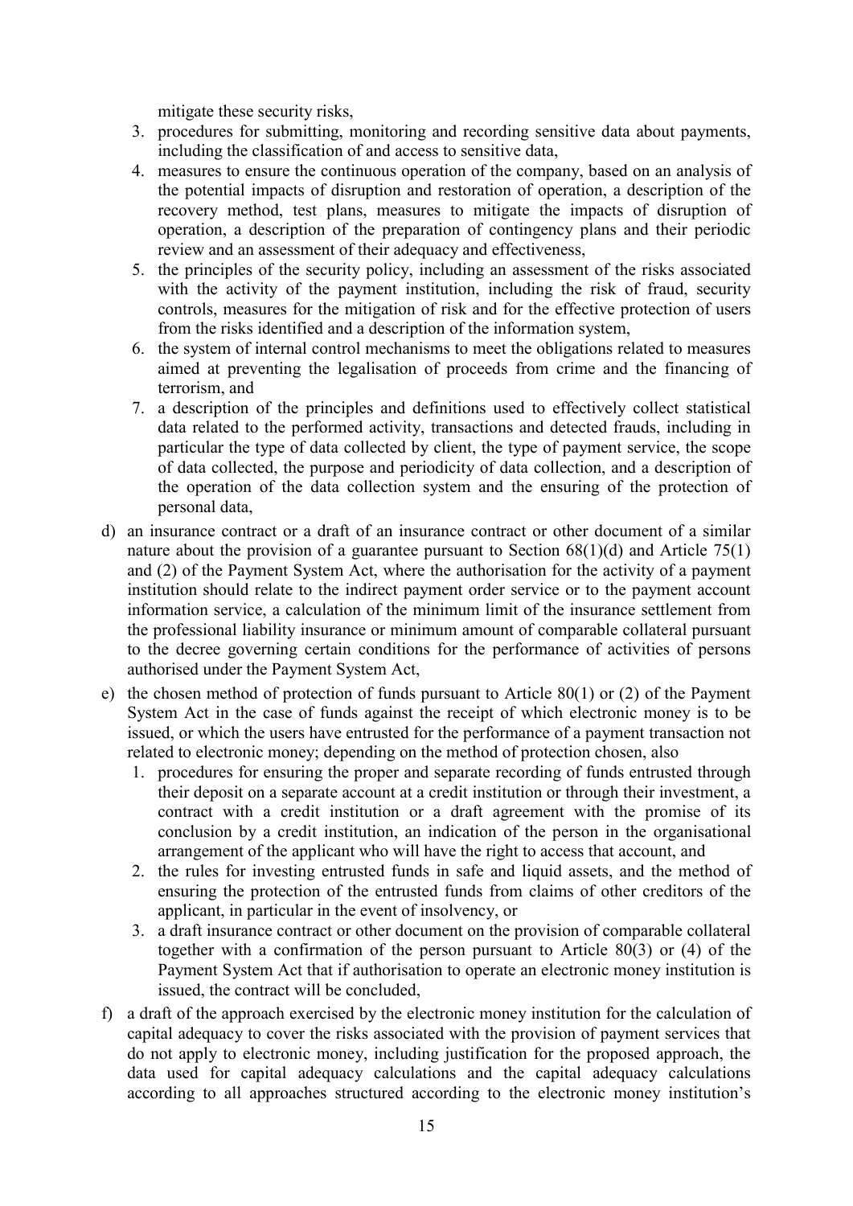mitigate these security risks,

3. procedures for submitting, monitoring and recording sensitive data about payments, including the classification of and access to sensitive data,
4. measures to ensure the continuous operation of the company, based on an analysis of the potential impacts of disruption and restoration of operation, a description of the recovery method, test plans, measures to mitigate the impacts of disruption of operation, a description of the preparation of contingency plans and their periodic review and an assessment of their adequacy and effectiveness,
5. the principles of the security policy, including an assessment of the risks associated with the activity of the payment institution, including the risk of fraud, security controls, measures for the mitigation of risk and for the effective protection of users from the risks identified and a description of the information system,
6. the system of internal control mechanisms to meet the obligations related to measures aimed at preventing the legalisation of proceeds from crime and the financing of terrorism, and
7. a description of the principles and definitions used to effectively collect statistical data related to the performed activity, transactions and detected frauds, including in particular the type of data collected by client, the type of payment service, the scope of data collected, the purpose and periodicity of data collection, and a description of the operation of the data collection system and the ensuring of the protection of personal data,

d) an insurance contract or a draft of an insurance contract or other document of a similar nature about the provision of a guarantee pursuant to Section 68(1)(d) and Article 75(1) and (2) of the Payment System Act, where the authorisation for the activity of a payment institution should relate to the indirect payment order service or to the payment account information service, a calculation of the minimum limit of the insurance settlement from the professional liability insurance or minimum amount of comparable collateral pursuant to the decree governing certain conditions for the performance of activities of persons authorised under the Payment System Act,

e) the chosen method of protection of funds pursuant to Article 80(1) or (2) of the Payment System Act in the case of funds against the receipt of which electronic money is to be issued, or which the users have entrusted for the performance of a payment transaction not related to electronic money; depending on the method of protection chosen, also

1. procedures for ensuring the proper and separate recording of funds entrusted through their deposit on a separate account at a credit institution or through their investment, a contract with a credit institution or a draft agreement with the promise of its conclusion by a credit institution, an indication of the person in the organisational arrangement of the applicant who will have the right to access that account, and
2. the rules for investing entrusted funds in safe and liquid assets, and the method of ensuring the protection of the entrusted funds from claims of other creditors of the applicant, in particular in the event of insolvency, or
3. a draft insurance contract or other document on the provision of comparable collateral together with a confirmation of the person pursuant to Article 80(3) or (4) of the Payment System Act that if authorisation to operate an electronic money institution is issued, the contract will be concluded,

f) a draft of the approach exercised by the electronic money institution for the calculation of capital adequacy to cover the risks associated with the provision of payment services that do not apply to electronic money, including justification for the proposed approach, the data used for capital adequacy calculations and the capital adequacy calculations according to all approaches structured according to the electronic money institution's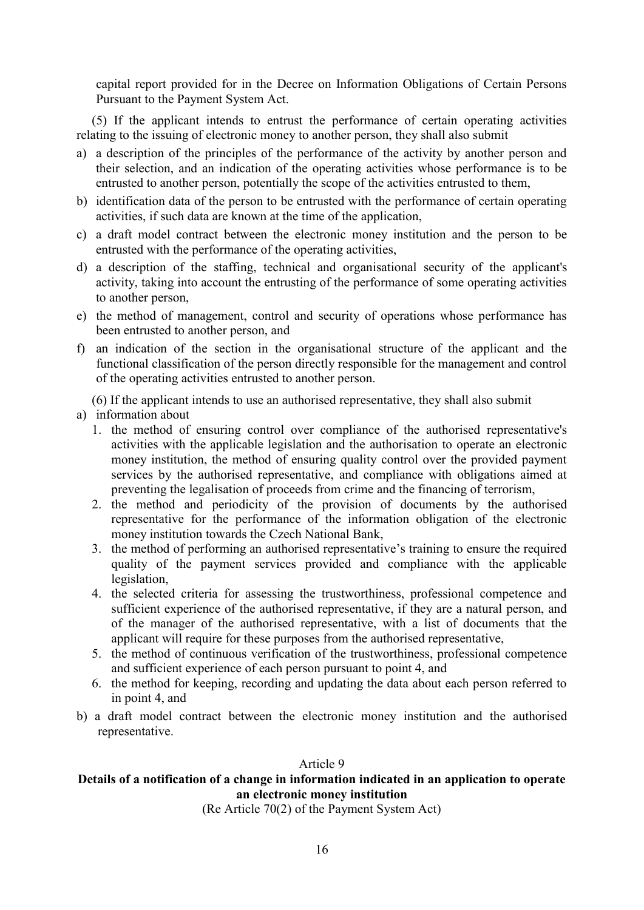capital report provided for in the Decree on Information Obligations of Certain Persons Pursuant to the Payment System Act.

(5) If the applicant intends to entrust the performance of certain operating activities relating to the issuing of electronic money to another person, they shall also submit

a) a description of the principles of the performance of the activity by another person and their selection, and an indication of the operating activities whose performance is to be entrusted to another person, potentially the scope of the activities entrusted to them,
b) identification data of the person to be entrusted with the performance of certain operating activities, if such data are known at the time of the application,
c) a draft model contract between the electronic money institution and the person to be entrusted with the performance of the operating activities,
d) a description of the staffing, technical and organisational security of the applicant's activity, taking into account the entrusting of the performance of some operating activities to another person,
e) the method of management, control and security of operations whose performance has been entrusted to another person, and
f) an indication of the section in the organisational structure of the applicant and the functional classification of the person directly responsible for the management and control of the operating activities entrusted to another person.

(6) If the applicant intends to use an authorised representative, they shall also submit

a) information about
   1. the method of ensuring control over compliance of the authorised representative's activities with the applicable legislation and the authorisation to operate an electronic money institution, the method of ensuring quality control over the provided payment services by the authorised representative, and compliance with obligations aimed at preventing the legalisation of proceeds from crime and the financing of terrorism,
   2. the method and periodicity of the provision of documents by the authorised representative for the performance of the information obligation of the electronic money institution towards the Czech National Bank,
   3. the method of performing an authorised representative's training to ensure the required quality of the payment services provided and compliance with the applicable legislation,
   4. the selected criteria for assessing the trustworthiness, professional competence and sufficient experience of the authorised representative, if they are a natural person, and of the manager of the authorised representative, with a list of documents that the applicant will require for these purposes from the authorised representative,
   5. the method of continuous verification of the trustworthiness, professional competence and sufficient experience of each person pursuant to point 4, and
   6. the method for keeping, recording and updating the data about each person referred to in point 4, and
b) a draft model contract between the electronic money institution and the authorised representative.

Article 9

**Details of a notification of a change in information indicated in an application to operate an electronic money institution**

(Re Article 70(2) of the Payment System Act)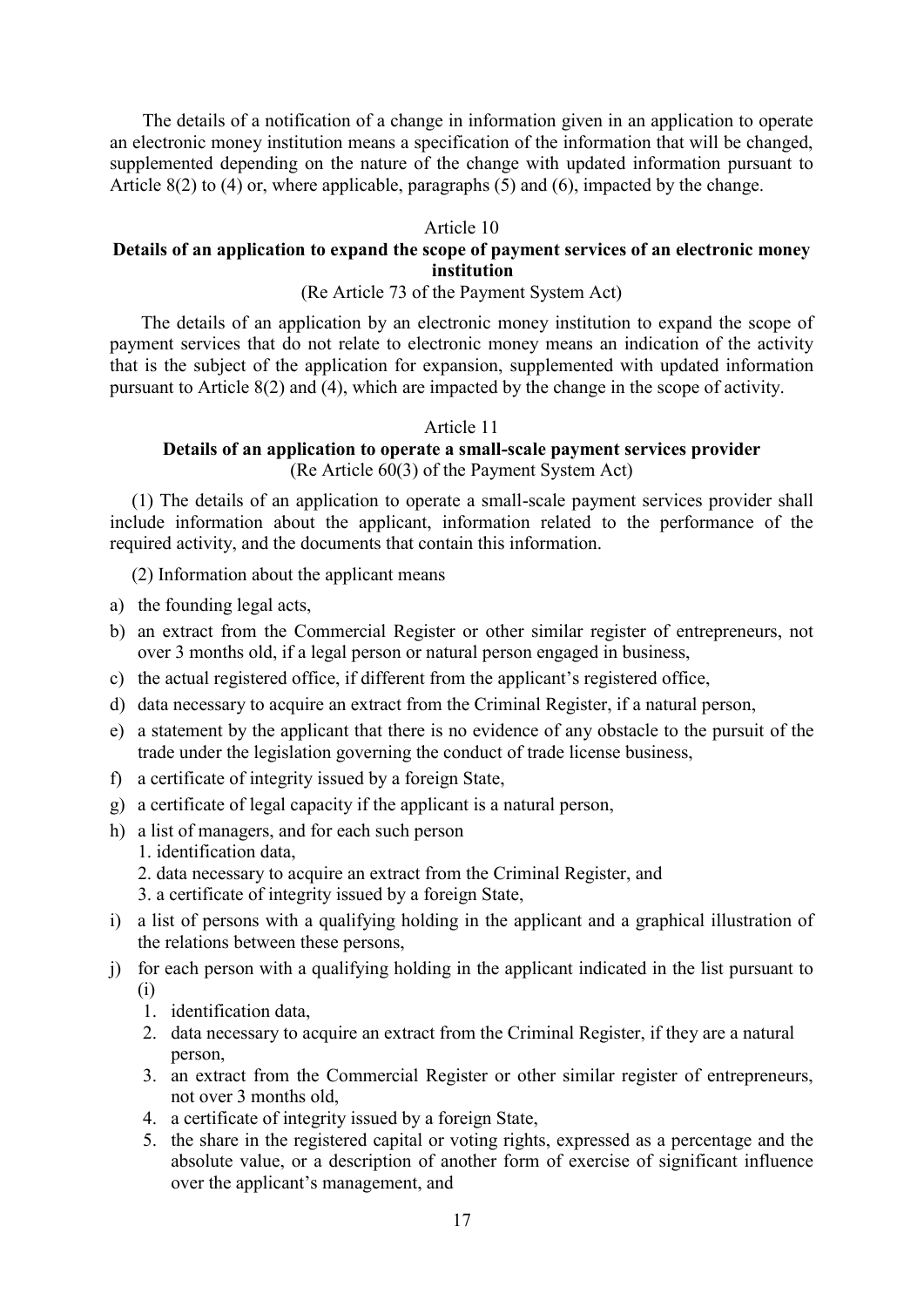The details of a notification of a change in information given in an application to operate an electronic money institution means a specification of the information that will be changed, supplemented depending on the nature of the change with updated information pursuant to Article 8(2) to (4) or, where applicable, paragraphs (5) and (6), impacted by the change.

### Article 10

### Details of an application to expand the scope of payment services of an electronic money institution

(Re Article 73 of the Payment System Act)

The details of an application by an electronic money institution to expand the scope of payment services that do not relate to electronic money means an indication of the activity that is the subject of the application for expansion, supplemented with updated information pursuant to Article 8(2) and (4), which are impacted by the change in the scope of activity.

### Article 11

### Details of an application to operate a small-scale payment services provider

(Re Article 60(3) of the Payment System Act)

(1) The details of an application to operate a small-scale payment services provider shall include information about the applicant, information related to the performance of the required activity, and the documents that contain this information.

(2) Information about the applicant means

a) the founding legal acts,
b) an extract from the Commercial Register or other similar register of entrepreneurs, not over 3 months old, if a legal person or natural person engaged in business,
c) the actual registered office, if different from the applicant's registered office,
d) data necessary to acquire an extract from the Criminal Register, if a natural person,
e) a statement by the applicant that there is no evidence of any obstacle to the pursuit of the trade under the legislation governing the conduct of trade license business,
f) a certificate of integrity issued by a foreign State,
g) a certificate of legal capacity if the applicant is a natural person,
h) a list of managers, and for each such person
   1. identification data,
   2. data necessary to acquire an extract from the Criminal Register, and
   3. a certificate of integrity issued by a foreign State,
i) a list of persons with a qualifying holding in the applicant and a graphical illustration of the relations between these persons,
j) for each person with a qualifying holding in the applicant indicated in the list pursuant to (i)
   1. identification data,
   2. data necessary to acquire an extract from the Criminal Register, if they are a natural person,
   3. an extract from the Commercial Register or other similar register of entrepreneurs, not over 3 months old,
   4. a certificate of integrity issued by a foreign State,
   5. the share in the registered capital or voting rights, expressed as a percentage and the absolute value, or a description of another form of exercise of significant influence over the applicant's management, and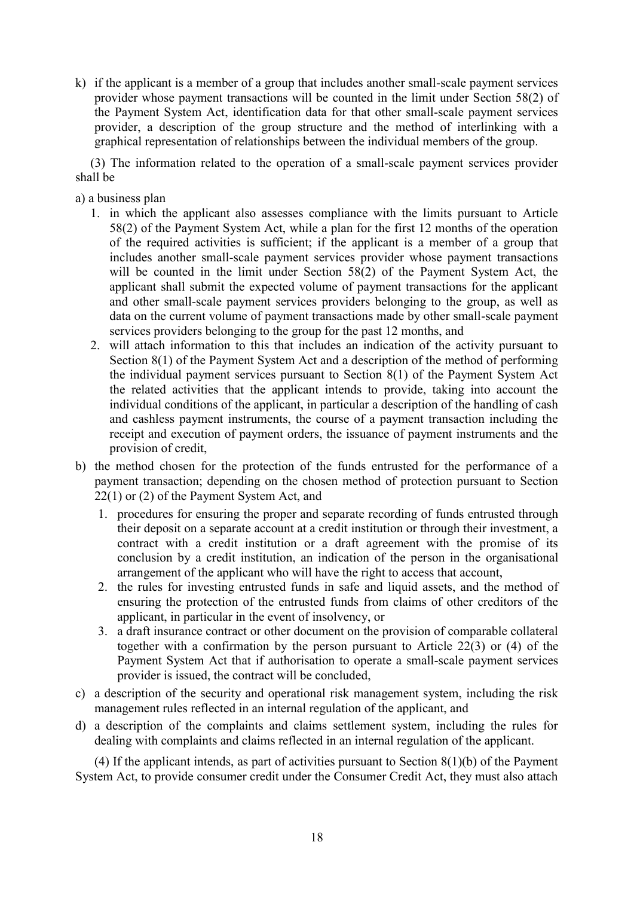k) if the applicant is a member of a group that includes another small-scale payment services provider whose payment transactions will be counted in the limit under Section 58(2) of the Payment System Act, identification data for that other small-scale payment services provider, a description of the group structure and the method of interlinking with a graphical representation of relationships between the individual members of the group.

(3) The information related to the operation of a small-scale payment services provider shall be

a) a business plan
   1. in which the applicant also assesses compliance with the limits pursuant to Article 58(2) of the Payment System Act, while a plan for the first 12 months of the operation of the required activities is sufficient; if the applicant is a member of a group that includes another small-scale payment services provider whose payment transactions will be counted in the limit under Section 58(2) of the Payment System Act, the applicant shall submit the expected volume of payment transactions for the applicant and other small-scale payment services providers belonging to the group, as well as data on the current volume of payment transactions made by other small-scale payment services providers belonging to the group for the past 12 months, and
   2. will attach information to this that includes an indication of the activity pursuant to Section 8(1) of the Payment System Act and a description of the method of performing the individual payment services pursuant to Section 8(1) of the Payment System Act the related activities that the applicant intends to provide, taking into account the individual conditions of the applicant, in particular a description of the handling of cash and cashless payment instruments, the course of a payment transaction including the receipt and execution of payment orders, the issuance of payment instruments and the provision of credit,

b) the method chosen for the protection of the funds entrusted for the performance of a payment transaction; depending on the chosen method of protection pursuant to Section 22(1) or (2) of the Payment System Act, and
   1. procedures for ensuring the proper and separate recording of funds entrusted through their deposit on a separate account at a credit institution or through their investment, a contract with a credit institution or a draft agreement with the promise of its conclusion by a credit institution, an indication of the person in the organisational arrangement of the applicant who will have the right to access that account,
   2. the rules for investing entrusted funds in safe and liquid assets, and the method of ensuring the protection of the entrusted funds from claims of other creditors of the applicant, in particular in the event of insolvency, or
   3. a draft insurance contract or other document on the provision of comparable collateral together with a confirmation by the person pursuant to Article 22(3) or (4) of the Payment System Act that if authorisation to operate a small-scale payment services provider is issued, the contract will be concluded,

c) a description of the security and operational risk management system, including the risk management rules reflected in an internal regulation of the applicant, and

d) a description of the complaints and claims settlement system, including the rules for dealing with complaints and claims reflected in an internal regulation of the applicant.

(4) If the applicant intends, as part of activities pursuant to Section 8(1)(b) of the Payment System Act, to provide consumer credit under the Consumer Credit Act, they must also attach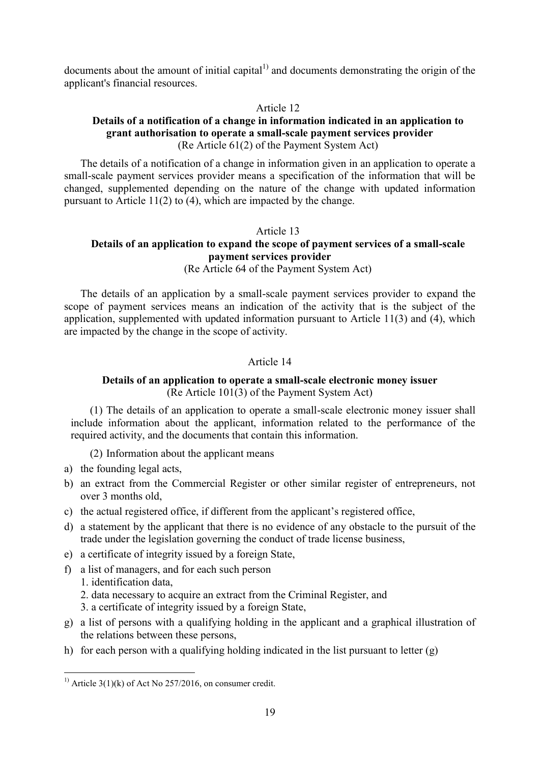documents about the amount of initial capital[1)] and documents demonstrating the origin of the applicant's financial resources.

Article 12

**Details of a notification of a change in information indicated in an application to grant authorisation to operate a small-scale payment services provider**

(Re Article 61(2) of the Payment System Act)

The details of a notification of a change in information given in an application to operate a small-scale payment services provider means a specification of the information that will be changed, supplemented depending on the nature of the change with updated information pursuant to Article 11(2) to (4), which are impacted by the change.

Article 13

**Details of an application to expand the scope of payment services of a small-scale payment services provider**

(Re Article 64 of the Payment System Act)

The details of an application by a small-scale payment services provider to expand the scope of payment services means an indication of the activity that is the subject of the application, supplemented with updated information pursuant to Article 11(3) and (4), which are impacted by the change in the scope of activity.

Article 14

**Details of an application to operate a small-scale electronic money issuer**

(Re Article 101(3) of the Payment System Act)

(1) The details of an application to operate a small-scale electronic money issuer shall include information about the applicant, information related to the performance of the required activity, and the documents that contain this information.

(2) Information about the applicant means

a) the founding legal acts,
b) an extract from the Commercial Register or other similar register of entrepreneurs, not over 3 months old,
c) the actual registered office, if different from the applicant's registered office,
d) a statement by the applicant that there is no evidence of any obstacle to the pursuit of the trade under the legislation governing the conduct of trade license business,
e) a certificate of integrity issued by a foreign State,
f) a list of managers, and for each such person
   1. identification data,
   2. data necessary to acquire an extract from the Criminal Register, and
   3. a certificate of integrity issued by a foreign State,
g) a list of persons with a qualifying holding in the applicant and a graphical illustration of the relations between these persons,
h) for each person with a qualifying holding indicated in the list pursuant to letter (g)

[1)] Article 3(1)(k) of Act No 257/2016, on consumer credit.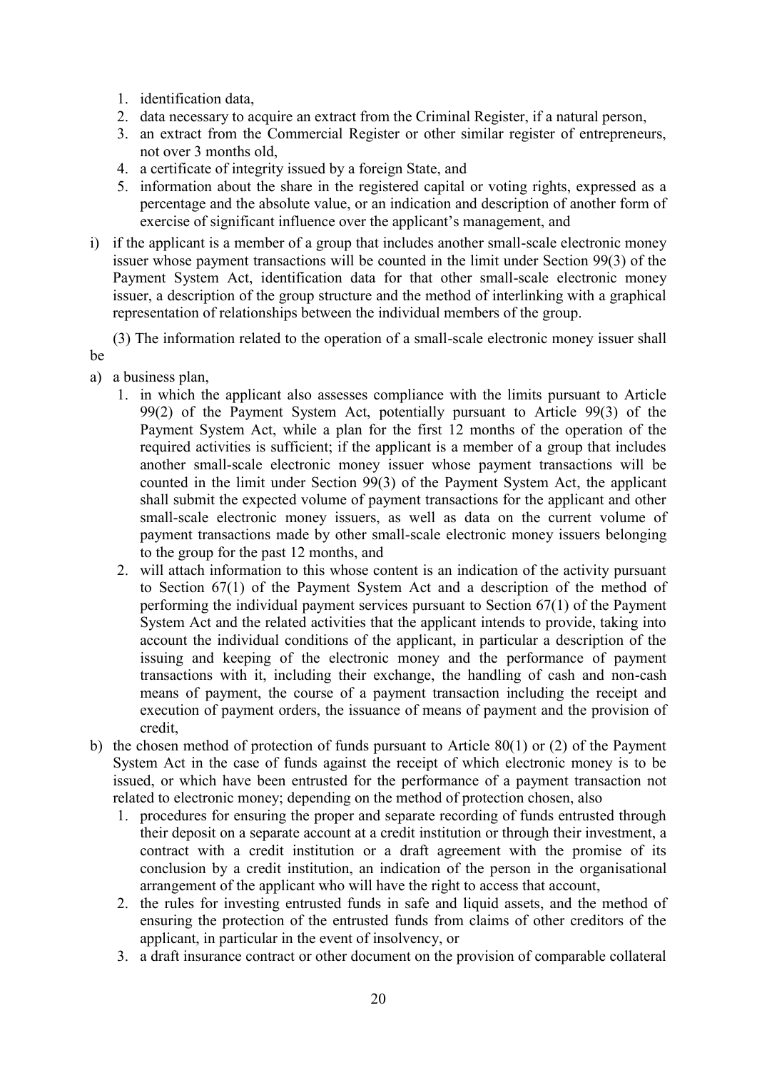1. identification data,
2. data necessary to acquire an extract from the Criminal Register, if a natural person,
3. an extract from the Commercial Register or other similar register of entrepreneurs, not over 3 months old,
4. a certificate of integrity issued by a foreign State, and
5. information about the share in the registered capital or voting rights, expressed as a percentage and the absolute value, or an indication and description of another form of exercise of significant influence over the applicant's management, and

i) if the applicant is a member of a group that includes another small-scale electronic money issuer whose payment transactions will be counted in the limit under Section 99(3) of the Payment System Act, identification data for that other small-scale electronic money issuer, a description of the group structure and the method of interlinking with a graphical representation of relationships between the individual members of the group.

(3) The information related to the operation of a small-scale electronic money issuer shall be

a) a business plan,
   1. in which the applicant also assesses compliance with the limits pursuant to Article 99(2) of the Payment System Act, potentially pursuant to Article 99(3) of the Payment System Act, while a plan for the first 12 months of the operation of the required activities is sufficient; if the applicant is a member of a group that includes another small-scale electronic money issuer whose payment transactions will be counted in the limit under Section 99(3) of the Payment System Act, the applicant shall submit the expected volume of payment transactions for the applicant and other small-scale electronic money issuers, as well as data on the current volume of payment transactions made by other small-scale electronic money issuers belonging to the group for the past 12 months, and
   2. will attach information to this whose content is an indication of the activity pursuant to Section 67(1) of the Payment System Act and a description of the method of performing the individual payment services pursuant to Section 67(1) of the Payment System Act and the related activities that the applicant intends to provide, taking into account the individual conditions of the applicant, in particular a description of the issuing and keeping of the electronic money and the performance of payment transactions with it, including their exchange, the handling of cash and non-cash means of payment, the course of a payment transaction including the receipt and execution of payment orders, the issuance of means of payment and the provision of credit,

b) the chosen method of protection of funds pursuant to Article 80(1) or (2) of the Payment System Act in the case of funds against the receipt of which electronic money is to be issued, or which have been entrusted for the performance of a payment transaction not related to electronic money; depending on the method of protection chosen, also
   1. procedures for ensuring the proper and separate recording of funds entrusted through their deposit on a separate account at a credit institution or through their investment, a contract with a credit institution or a draft agreement with the promise of its conclusion by a credit institution, an indication of the person in the organisational arrangement of the applicant who will have the right to access that account,
   2. the rules for investing entrusted funds in safe and liquid assets, and the method of ensuring the protection of the entrusted funds from claims of other creditors of the applicant, in particular in the event of insolvency, or
   3. a draft insurance contract or other document on the provision of comparable collateral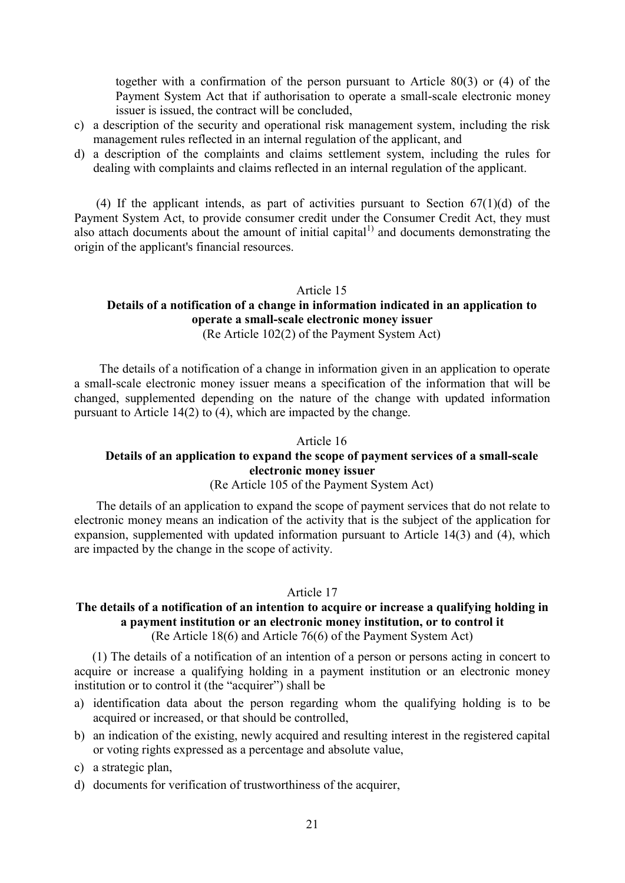together with a confirmation of the person pursuant to Article 80(3) or (4) of the Payment System Act that if authorisation to operate a small-scale electronic money issuer is issued, the contract will be concluded,

c) a description of the security and operational risk management system, including the risk management rules reflected in an internal regulation of the applicant, and
d) a description of the complaints and claims settlement system, including the rules for dealing with complaints and claims reflected in an internal regulation of the applicant.

(4) If the applicant intends, as part of activities pursuant to Section 67(1)(d) of the Payment System Act, to provide consumer credit under the Consumer Credit Act, they must also attach documents about the amount of initial capital[1)] and documents demonstrating the origin of the applicant's financial resources.

Article 15

**Details of a notification of a change in information indicated in an application to operate a small-scale electronic money issuer**

(Re Article 102(2) of the Payment System Act)

The details of a notification of a change in information given in an application to operate a small-scale electronic money issuer means a specification of the information that will be changed, supplemented depending on the nature of the change with updated information pursuant to Article 14(2) to (4), which are impacted by the change.

Article 16

**Details of an application to expand the scope of payment services of a small-scale electronic money issuer**

(Re Article 105 of the Payment System Act)

The details of an application to expand the scope of payment services that do not relate to electronic money means an indication of the activity that is the subject of the application for expansion, supplemented with updated information pursuant to Article 14(3) and (4), which are impacted by the change in the scope of activity.

Article 17

**The details of a notification of an intention to acquire or increase a qualifying holding in a payment institution or an electronic money institution, or to control it**

(Re Article 18(6) and Article 76(6) of the Payment System Act)

(1) The details of a notification of an intention of a person or persons acting in concert to acquire or increase a qualifying holding in a payment institution or an electronic money institution or to control it (the "acquirer") shall be

a) identification data about the person regarding whom the qualifying holding is to be acquired or increased, or that should be controlled,
b) an indication of the existing, newly acquired and resulting interest in the registered capital or voting rights expressed as a percentage and absolute value,
c) a strategic plan,
d) documents for verification of trustworthiness of the acquirer,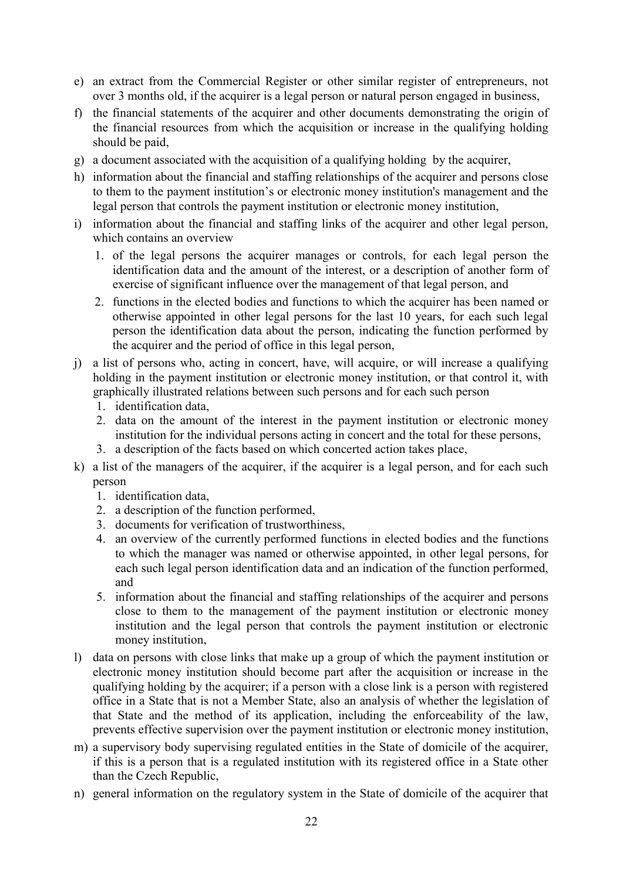e) an extract from the Commercial Register or other similar register of entrepreneurs, not over 3 months old, if the acquirer is a legal person or natural person engaged in business,

f) the financial statements of the acquirer and other documents demonstrating the origin of the financial resources from which the acquisition or increase in the qualifying holding should be paid,

g) a document associated with the acquisition of a qualifying holding by the acquirer,

h) information about the financial and staffing relationships of the acquirer and persons close to them to the payment institution's or electronic money institution's management and the legal person that controls the payment institution or electronic money institution,

i) information about the financial and staffing links of the acquirer and other legal person, which contains an overview
   1. of the legal persons the acquirer manages or controls, for each legal person the identification data and the amount of the interest, or a description of another form of exercise of significant influence over the management of that legal person, and
   2. functions in the elected bodies and functions to which the acquirer has been named or otherwise appointed in other legal persons for the last 10 years, for each such legal person the identification data about the person, indicating the function performed by the acquirer and the period of office in this legal person,

j) a list of persons who, acting in concert, have, will acquire, or will increase a qualifying holding in the payment institution or electronic money institution, or that control it, with graphically illustrated relations between such persons and for each such person
   1. identification data,
   2. data on the amount of the interest in the payment institution or electronic money institution for the individual persons acting in concert and the total for these persons,
   3. a description of the facts based on which concerted action takes place,

k) a list of the managers of the acquirer, if the acquirer is a legal person, and for each such person
   1. identification data,
   2. a description of the function performed,
   3. documents for verification of trustworthiness,
   4. an overview of the currently performed functions in elected bodies and the functions to which the manager was named or otherwise appointed, in other legal persons, for each such legal person identification data and an indication of the function performed, and
   5. information about the financial and staffing relationships of the acquirer and persons close to them to the management of the payment institution or electronic money institution and the legal person that controls the payment institution or electronic money institution,

l) data on persons with close links that make up a group of which the payment institution or electronic money institution should become part after the acquisition or increase in the qualifying holding by the acquirer; if a person with a close link is a person with registered office in a State that is not a Member State, also an analysis of whether the legislation of that State and the method of its application, including the enforceability of the law, prevents effective supervision over the payment institution or electronic money institution,

m) a supervisory body supervising regulated entities in the State of domicile of the acquirer, if this is a person that is a regulated institution with its registered office in a State other than the Czech Republic,

n) general information on the regulatory system in the State of domicile of the acquirer that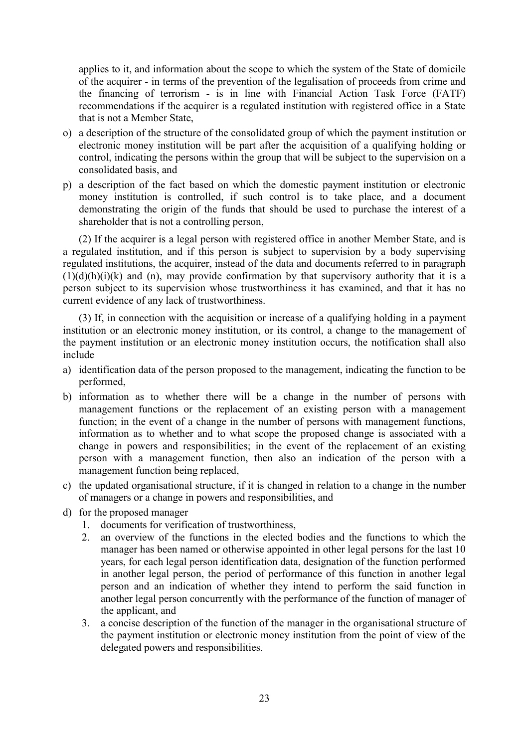applies to it, and information about the scope to which the system of the State of domicile of the acquirer - in terms of the prevention of the legalisation of proceeds from crime and the financing of terrorism - is in line with Financial Action Task Force (FATF) recommendations if the acquirer is a regulated institution with registered office in a State that is not a Member State,

o) a description of the structure of the consolidated group of which the payment institution or electronic money institution will be part after the acquisition of a qualifying holding or control, indicating the persons within the group that will be subject to the supervision on a consolidated basis, and

p) a description of the fact based on which the domestic payment institution or electronic money institution is controlled, if such control is to take place, and a document demonstrating the origin of the funds that should be used to purchase the interest of a shareholder that is not a controlling person,

(2) If the acquirer is a legal person with registered office in another Member State, and is a regulated institution, and if this person is subject to supervision by a body supervising regulated institutions, the acquirer, instead of the data and documents referred to in paragraph (1)(d)(h)(i)(k) and (n), may provide confirmation by that supervisory authority that it is a person subject to its supervision whose trustworthiness it has examined, and that it has no current evidence of any lack of trustworthiness.

(3) If, in connection with the acquisition or increase of a qualifying holding in a payment institution or an electronic money institution, or its control, a change to the management of the payment institution or an electronic money institution occurs, the notification shall also include

a) identification data of the person proposed to the management, indicating the function to be performed,

b) information as to whether there will be a change in the number of persons with management functions or the replacement of an existing person with a management function; in the event of a change in the number of persons with management functions, information as to whether and to what scope the proposed change is associated with a change in powers and responsibilities; in the event of the replacement of an existing person with a management function, then also an indication of the person with a management function being replaced,

c) the updated organisational structure, if it is changed in relation to a change in the number of managers or a change in powers and responsibilities, and

d) for the proposed manager
   1. documents for verification of trustworthiness,
   2. an overview of the functions in the elected bodies and the functions to which the manager has been named or otherwise appointed in other legal persons for the last 10 years, for each legal person identification data, designation of the function performed in another legal person, the period of performance of this function in another legal person and an indication of whether they intend to perform the said function in another legal person concurrently with the performance of the function of manager of the applicant, and
   3. a concise description of the function of the manager in the organisational structure of the payment institution or electronic money institution from the point of view of the delegated powers and responsibilities.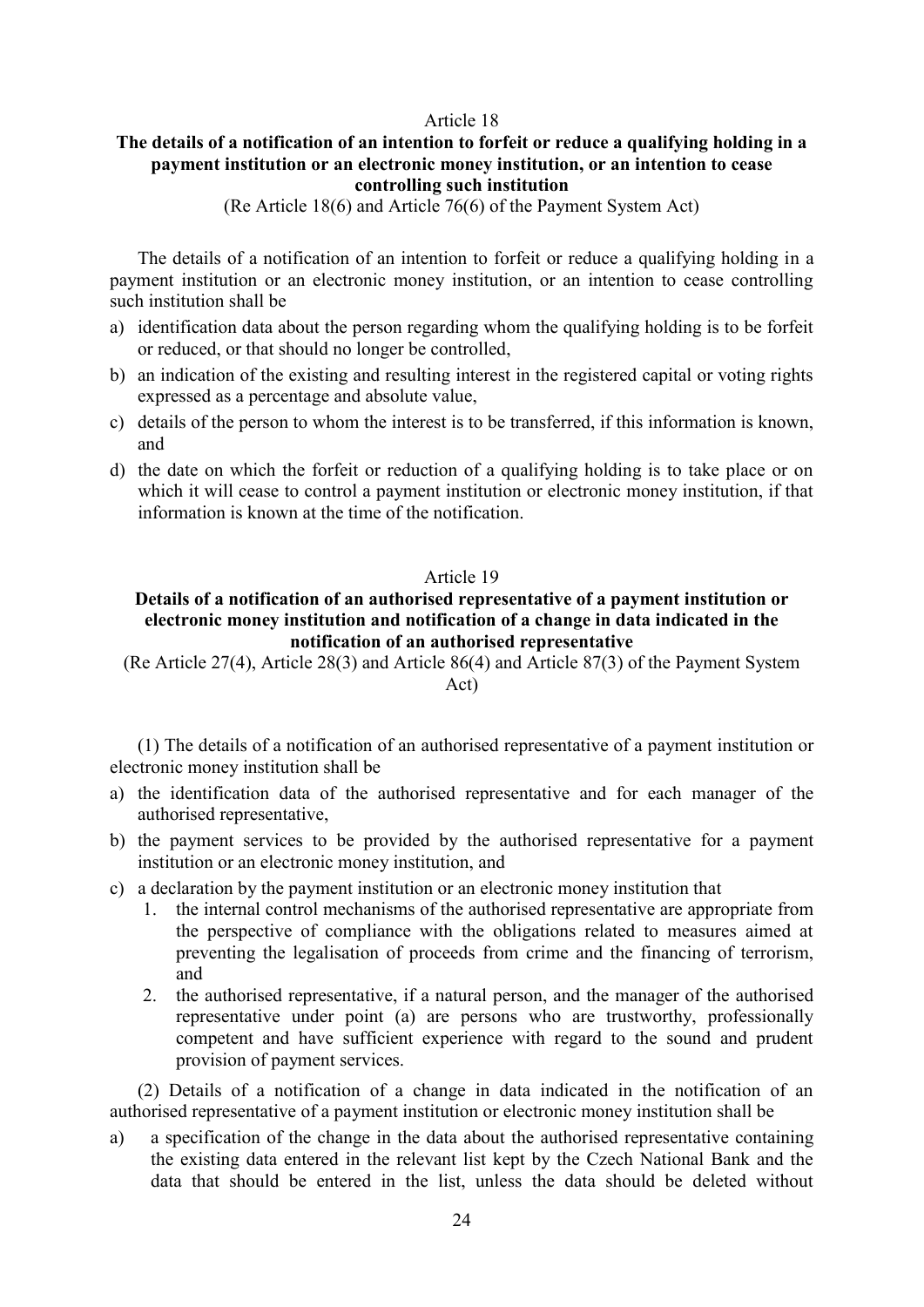Article 18

**The details of a notification of an intention to forfeit or reduce a qualifying holding in a payment institution or an electronic money institution, or an intention to cease controlling such institution**

(Re Article 18(6) and Article 76(6) of the Payment System Act)

The details of a notification of an intention to forfeit or reduce a qualifying holding in a payment institution or an electronic money institution, or an intention to cease controlling such institution shall be

a) identification data about the person regarding whom the qualifying holding is to be forfeit or reduced, or that should no longer be controlled,
b) an indication of the existing and resulting interest in the registered capital or voting rights expressed as a percentage and absolute value,
c) details of the person to whom the interest is to be transferred, if this information is known, and
d) the date on which the forfeit or reduction of a qualifying holding is to take place or on which it will cease to control a payment institution or electronic money institution, if that information is known at the time of the notification.

Article 19

**Details of a notification of an authorised representative of a payment institution or electronic money institution and notification of a change in data indicated in the notification of an authorised representative**

(Re Article 27(4), Article 28(3) and Article 86(4) and Article 87(3) of the Payment System Act)

(1) The details of a notification of an authorised representative of a payment institution or electronic money institution shall be

a) the identification data of the authorised representative and for each manager of the authorised representative,
b) the payment services to be provided by the authorised representative for a payment institution or an electronic money institution, and
c) a declaration by the payment institution or an electronic money institution that
    1. the internal control mechanisms of the authorised representative are appropriate from the perspective of compliance with the obligations related to measures aimed at preventing the legalisation of proceeds from crime and the financing of terrorism, and
    2. the authorised representative, if a natural person, and the manager of the authorised representative under point (a) are persons who are trustworthy, professionally competent and have sufficient experience with regard to the sound and prudent provision of payment services.

(2) Details of a notification of a change in data indicated in the notification of an authorised representative of a payment institution or electronic money institution shall be

a) a specification of the change in the data about the authorised representative containing the existing data entered in the relevant list kept by the Czech National Bank and the data that should be entered in the list, unless the data should be deleted without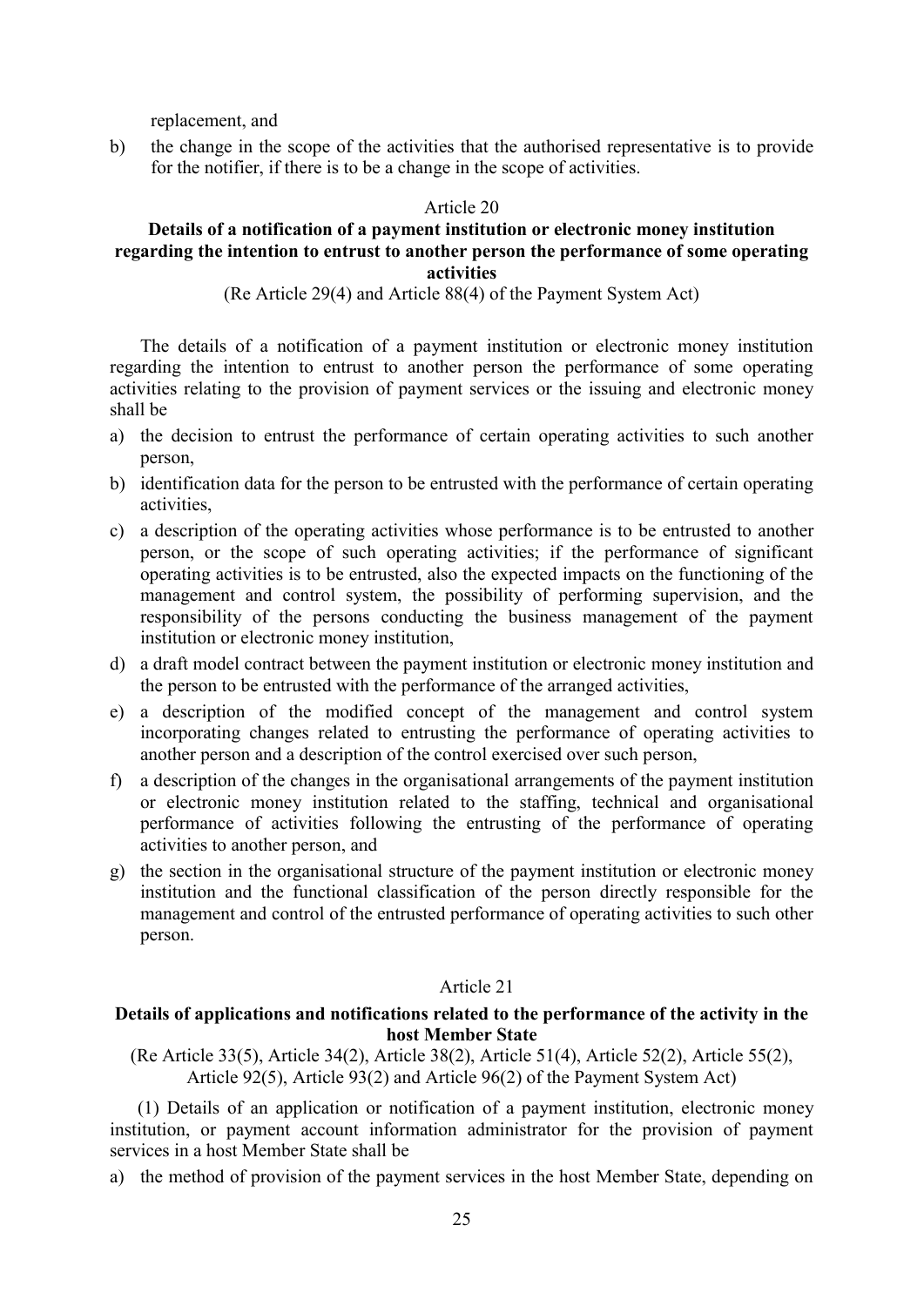replacement, and

b) the change in the scope of the activities that the authorised representative is to provide for the notifier, if there is to be a change in the scope of activities.

Article 20

**Details of a notification of a payment institution or electronic money institution regarding the intention to entrust to another person the performance of some operating activities**

(Re Article 29(4) and Article 88(4) of the Payment System Act)

The details of a notification of a payment institution or electronic money institution regarding the intention to entrust to another person the performance of some operating activities relating to the provision of payment services or the issuing and electronic money shall be

a) the decision to entrust the performance of certain operating activities to such another person,
b) identification data for the person to be entrusted with the performance of certain operating activities,
c) a description of the operating activities whose performance is to be entrusted to another person, or the scope of such operating activities; if the performance of significant operating activities is to be entrusted, also the expected impacts on the functioning of the management and control system, the possibility of performing supervision, and the responsibility of the persons conducting the business management of the payment institution or electronic money institution,
d) a draft model contract between the payment institution or electronic money institution and the person to be entrusted with the performance of the arranged activities,
e) a description of the modified concept of the management and control system incorporating changes related to entrusting the performance of operating activities to another person and a description of the control exercised over such person,
f) a description of the changes in the organisational arrangements of the payment institution or electronic money institution related to the staffing, technical and organisational performance of activities following the entrusting of the performance of operating activities to another person, and
g) the section in the organisational structure of the payment institution or electronic money institution and the functional classification of the person directly responsible for the management and control of the entrusted performance of operating activities to such other person.

Article 21

**Details of applications and notifications related to the performance of the activity in the host Member State**

(Re Article 33(5), Article 34(2), Article 38(2), Article 51(4), Article 52(2), Article 55(2), Article 92(5), Article 93(2) and Article 96(2) of the Payment System Act)

(1) Details of an application or notification of a payment institution, electronic money institution, or payment account information administrator for the provision of payment services in a host Member State shall be

a) the method of provision of the payment services in the host Member State, depending on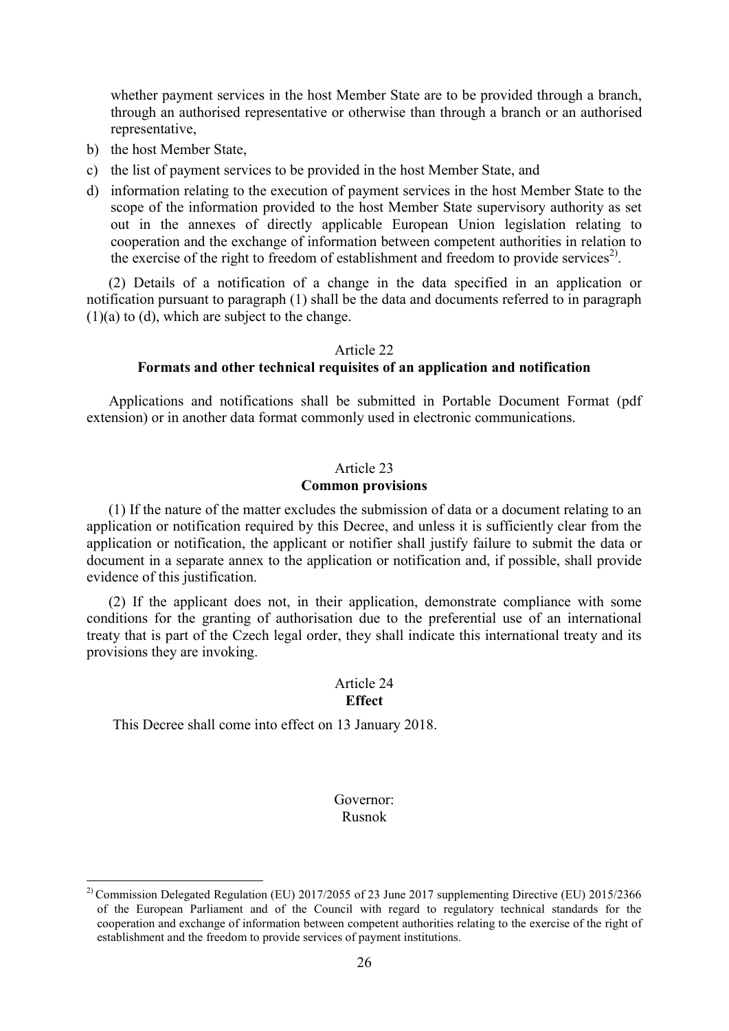whether payment services in the host Member State are to be provided through a branch, through an authorised representative or otherwise than through a branch or an authorised representative,

b) the host Member State,

c) the list of payment services to be provided in the host Member State, and

d) information relating to the execution of payment services in the host Member State to the scope of the information provided to the host Member State supervisory authority as set out in the annexes of directly applicable European Union legislation relating to cooperation and the exchange of information between competent authorities in relation to the exercise of the right to freedom of establishment and freedom to provide services[2].

(2) Details of a notification of a change in the data specified in an application or notification pursuant to paragraph (1) shall be the data and documents referred to in paragraph (1)(a) to (d), which are subject to the change.

Article 22

**Formats and other technical requisites of an application and notification**

Applications and notifications shall be submitted in Portable Document Format (pdf extension) or in another data format commonly used in electronic communications.

Article 23

**Common provisions**

(1) If the nature of the matter excludes the submission of data or a document relating to an application or notification required by this Decree, and unless it is sufficiently clear from the application or notification, the applicant or notifier shall justify failure to submit the data or document in a separate annex to the application or notification and, if possible, shall provide evidence of this justification.

(2) If the applicant does not, in their application, demonstrate compliance with some conditions for the granting of authorisation due to the preferential use of an international treaty that is part of the Czech legal order, they shall indicate this international treaty and its provisions they are invoking.

Article 24

**Effect**

This Decree shall come into effect on 13 January 2018.

Governor:
Rusnok

---

[2] Commission Delegated Regulation (EU) 2017/2055 of 23 June 2017 supplementing Directive (EU) 2015/2366 of the European Parliament and of the Council with regard to regulatory technical standards for the cooperation and exchange of information between competent authorities relating to the exercise of the right of establishment and the freedom to provide services of payment institutions.